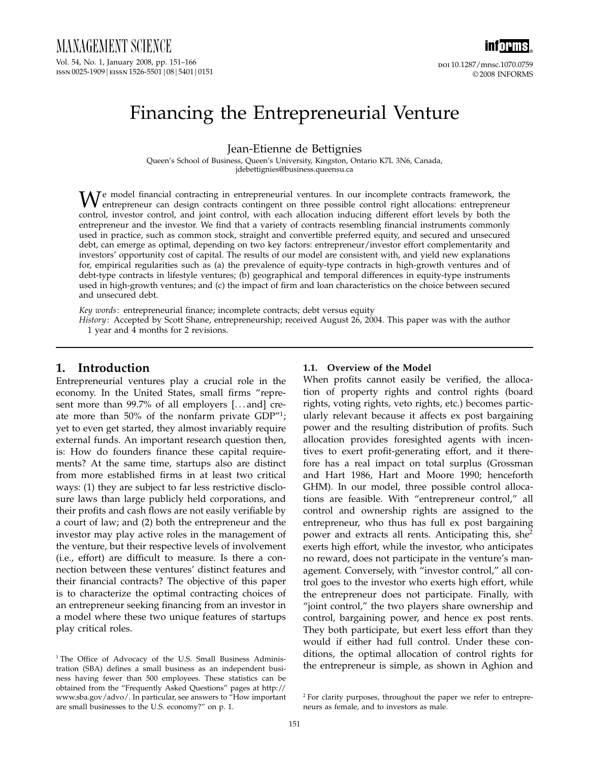# Financing the Entrepreneurial Venture

Jean-Etienne de Bettignies

Queen's School of Business, Queen's University, Kingston, Ontario K7L 3N6, Canada, jdebettignies@business.queensu.ca

We model financial contracting in entrepreneurial ventures. In our incomplete contracts framework, the entrepreneur can design contracts contingent on three possible control right allocations: entrepreneur control, investor control, and joint control, with each allocation inducing different effort levels by both the entrepreneur and the investor. We find that a variety of contracts resembling financial instruments commonly used in practice, such as common stock, straight and convertible preferred equity, and secured and unsecured debt, can emerge as optimal, depending on two key factors: entrepreneur/investor effort complementarity and investors' opportunity cost of capital. The results of our model are consistent with, and yield new explanations for, empirical regularities such as (a) the prevalence of equity-type contracts in high-growth ventures and of debt-type contracts in lifestyle ventures; (b) geographical and temporal differences in equity-type instruments used in high-growth ventures; and (c) the impact of firm and loan characteristics on the choice between secured and unsecured debt.

*Key words*: entrepreneurial finance; incomplete contracts; debt versus equity

*History*: Accepted by Scott Shane, entrepreneurship; received August 26, 2004. This paper was with the author 1 year and 4 months for 2 revisions.

## 1. Introduction

Entrepreneurial ventures play a crucial role in the economy. In the United States, small firms "represent more than 99.7% of all employers [...and] create more than 50% of the nonfarm private GDP"[1]; yet to even get started, they almost invariably require external funds. An important research question then, is: How do founders finance these capital requirements? At the same time, startups also are distinct from more established firms in at least two critical ways: (1) they are subject to far less restrictive disclosure laws than large publicly held corporations, and their profits and cash flows are not easily verifiable by a court of law; and (2) both the entrepreneur and the investor may play active roles in the management of the venture, but their respective levels of involvement (i.e., effort) are difficult to measure. Is there a connection between these ventures' distinct features and their financial contracts? The objective of this paper is to characterize the optimal contracting choices of an entrepreneur seeking financing from an investor in a model where these two unique features of startups play critical roles.

### 1.1. Overview of the Model

When profits cannot easily be verified, the allocation of property rights and control rights (board rights, voting rights, veto rights, etc.) becomes particularly relevant because it affects ex post bargaining power and the resulting distribution of profits. Such allocation provides foresighted agents with incentives to exert profit-generating effort, and it therefore has a real impact on total surplus (Grossman and Hart 1986, Hart and Moore 1990; henceforth GHM). In our model, three possible control allocations are feasible. With "entrepreneur control," all control and ownership rights are assigned to the entrepreneur, who thus has full ex post bargaining power and extracts all rents. Anticipating this, she[2] exerts high effort, while the investor, who anticipates no reward, does not participate in the venture's management. Conversely, with "investor control," all control goes to the investor who exerts high effort, while the entrepreneur does not participate. Finally, with "joint control," the two players share ownership and control, bargaining power, and hence ex post rents. They both participate, but exert less effort than they would if either had full control. Under these conditions, the optimal allocation of control rights for the entrepreneur is simple, as shown in Aghion and

[1] The Office of Advocacy of the U.S. Small Business Administration (SBA) defines a small business as an independent business having fewer than 500 employees. These statistics can be obtained from the "Frequently Asked Questions" pages at http://www.sba.gov/advo/. In particular, see answers to "How important are small businesses to the U.S. economy?" on p. 1.

[2] For clarity purposes, throughout the paper we refer to entrepreneurs as female, and to investors as male.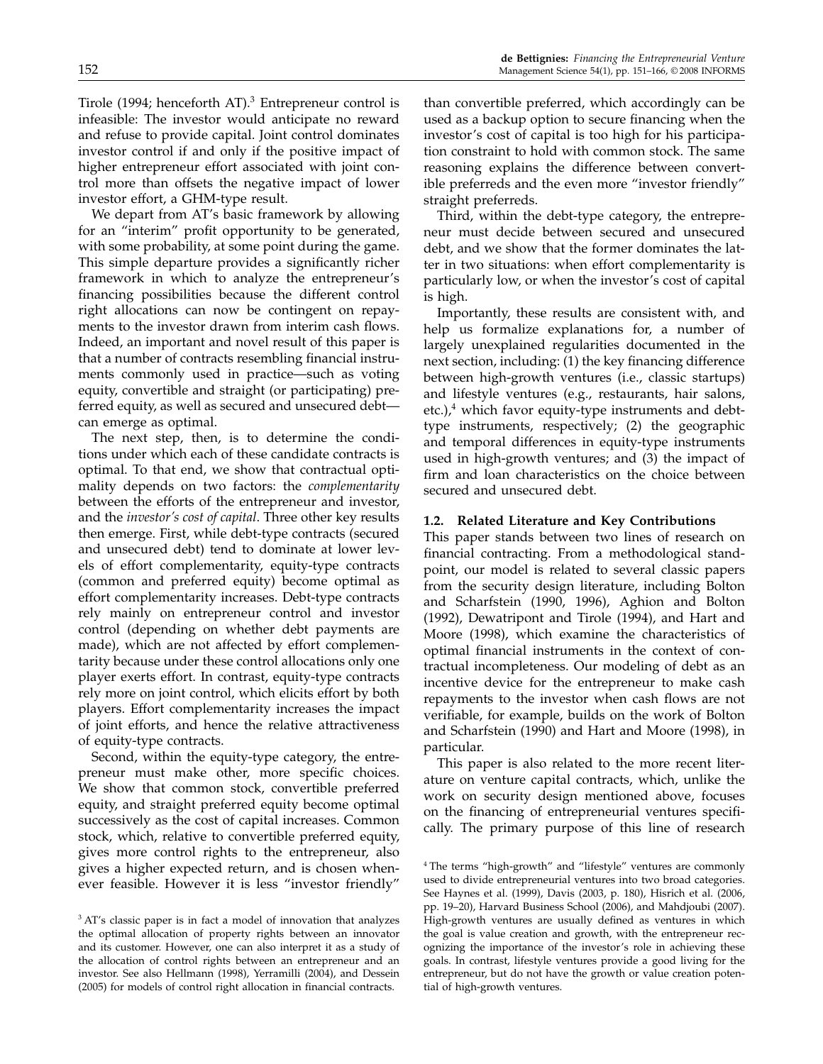Tirole (1994; henceforth AT).[3] Entrepreneur control is infeasible: The investor would anticipate no reward and refuse to provide capital. Joint control dominates investor control if and only if the positive impact of higher entrepreneur effort associated with joint control more than offsets the negative impact of lower investor effort, a GHM-type result.

We depart from AT's basic framework by allowing for an "interim" profit opportunity to be generated, with some probability, at some point during the game. This simple departure provides a significantly richer framework in which to analyze the entrepreneur's financing possibilities because the different control right allocations can now be contingent on repayments to the investor drawn from interim cash flows. Indeed, an important and novel result of this paper is that a number of contracts resembling financial instruments commonly used in practice—such as voting equity, convertible and straight (or participating) preferred equity, as well as secured and unsecured debt—can emerge as optimal.

The next step, then, is to determine the conditions under which each of these candidate contracts is optimal. To that end, we show that contractual optimality depends on two factors: the *complementarity* between the efforts of the entrepreneur and investor, and the *investor's cost of capital*. Three other key results then emerge. First, while debt-type contracts (secured and unsecured debt) tend to dominate at lower levels of effort complementarity, equity-type contracts (common and preferred equity) become optimal as effort complementarity increases. Debt-type contracts rely mainly on entrepreneur control and investor control (depending on whether debt payments are made), which are not affected by effort complementarity because under these control allocations only one player exerts effort. In contrast, equity-type contracts rely more on joint control, which elicits effort by both players. Effort complementarity increases the impact of joint efforts, and hence the relative attractiveness of equity-type contracts.

Second, within the equity-type category, the entrepreneur must make other, more specific choices. We show that common stock, convertible preferred equity, and straight preferred equity become optimal successively as the cost of capital increases. Common stock, which, relative to convertible preferred equity, gives more control rights to the entrepreneur, also gives a higher expected return, and is chosen whenever feasible. However it is less "investor friendly" than convertible preferred, which accordingly can be used as a backup option to secure financing when the investor's cost of capital is too high for his participation constraint to hold with common stock. The same reasoning explains the difference between convertible preferreds and the even more "investor friendly" straight preferreds.

Third, within the debt-type category, the entrepreneur must decide between secured and unsecured debt, and we show that the former dominates the latter in two situations: when effort complementarity is particularly low, or when the investor's cost of capital is high.

Importantly, these results are consistent with, and help us formalize explanations for, a number of largely unexplained regularities documented in the next section, including: (1) the key financing difference between high-growth ventures (i.e., classic startups) and lifestyle ventures (e.g., restaurants, hair salons, etc.),[4] which favor equity-type instruments and debt-type instruments, respectively; (2) the geographic and temporal differences in equity-type instruments used in high-growth ventures; and (3) the impact of firm and loan characteristics on the choice between secured and unsecured debt.

### 1.2. Related Literature and Key Contributions

This paper stands between two lines of research on financial contracting. From a methodological standpoint, our model is related to several classic papers from the security design literature, including Bolton and Scharfstein (1990, 1996), Aghion and Bolton (1992), Dewatripont and Tirole (1994), and Hart and Moore (1998), which examine the characteristics of optimal financial instruments in the context of contractual incompleteness. Our modeling of debt as an incentive device for the entrepreneur to make cash repayments to the investor when cash flows are not verifiable, for example, builds on the work of Bolton and Scharfstein (1990) and Hart and Moore (1998), in particular.

This paper is also related to the more recent literature on venture capital contracts, which, unlike the work on security design mentioned above, focuses on the financing of entrepreneurial ventures specifically. The primary purpose of this line of research

[3] AT's classic paper is in fact a model of innovation that analyzes the optimal allocation of property rights between an innovator and its customer. However, one can also interpret it as a study of the allocation of control rights between an entrepreneur and an investor. See also Hellmann (1998), Yerramilli (2004), and Dessein (2005) for models of control right allocation in financial contracts.

[4] The terms "high-growth" and "lifestyle" ventures are commonly used to divide entrepreneurial ventures into two broad categories. See Haynes et al. (1999), Davis (2003, p. 180), Hisrich et al. (2006, pp. 19–20), Harvard Business School (2006), and Mahdjoubi (2007). High-growth ventures are usually defined as ventures in which the goal is value creation and growth, with the entrepreneur recognizing the importance of the investor's role in achieving these goals. In contrast, lifestyle ventures provide a good living for the entrepreneur, but do not have the growth or value creation potential of high-growth ventures.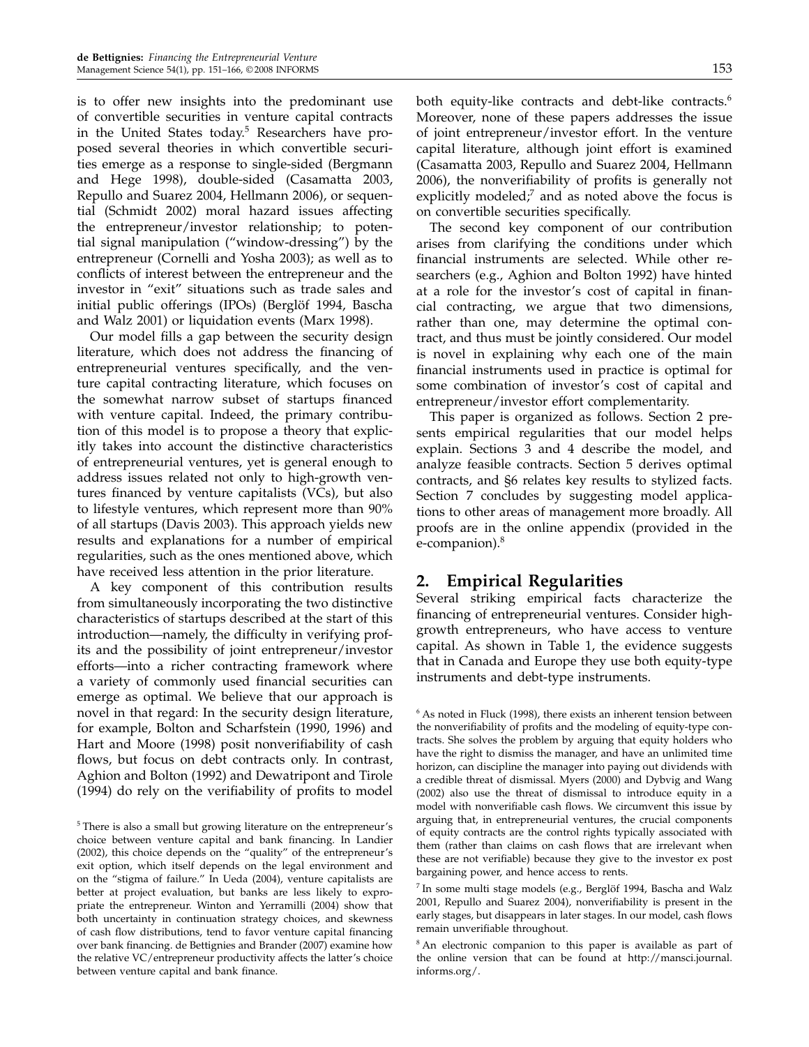is to offer new insights into the predominant use of convertible securities in venture capital contracts in the United States today.[5] Researchers have proposed several theories in which convertible securities emerge as a response to single-sided (Bergmann and Hege 1998), double-sided (Casamatta 2003, Repullo and Suarez 2004, Hellmann 2006), or sequential (Schmidt 2002) moral hazard issues affecting the entrepreneur/investor relationship; to potential signal manipulation ("window-dressing") by the entrepreneur (Cornelli and Yosha 2003); as well as to conflicts of interest between the entrepreneur and the investor in "exit" situations such as trade sales and initial public offerings (IPOs) (Berglöf 1994, Bascha and Walz 2001) or liquidation events (Marx 1998).

Our model fills a gap between the security design literature, which does not address the financing of entrepreneurial ventures specifically, and the venture capital contracting literature, which focuses on the somewhat narrow subset of startups financed with venture capital. Indeed, the primary contribution of this model is to propose a theory that explicitly takes into account the distinctive characteristics of entrepreneurial ventures, yet is general enough to address issues related not only to high-growth ventures financed by venture capitalists (VCs), but also to lifestyle ventures, which represent more than 90% of all startups (Davis 2003). This approach yields new results and explanations for a number of empirical regularities, such as the ones mentioned above, which have received less attention in the prior literature.

A key component of this contribution results from simultaneously incorporating the two distinctive characteristics of startups described at the start of this introduction—namely, the difficulty in verifying profits and the possibility of joint entrepreneur/investor efforts—into a richer contracting framework where a variety of commonly used financial securities can emerge as optimal. We believe that our approach is novel in that regard: In the security design literature, for example, Bolton and Scharfstein (1990, 1996) and Hart and Moore (1998) posit nonverifiability of cash flows, but focus on debt contracts only. In contrast, Aghion and Bolton (1992) and Dewatripont and Tirole (1994) do rely on the verifiability of profits to model both equity-like contracts and debt-like contracts.[6] Moreover, none of these papers addresses the issue of joint entrepreneur/investor effort. In the venture capital literature, although joint effort is examined (Casamatta 2003, Repullo and Suarez 2004, Hellmann 2006), the nonverifiability of profits is generally not explicitly modeled;[7] and as noted above the focus is on convertible securities specifically.

The second key component of our contribution arises from clarifying the conditions under which financial instruments are selected. While other researchers (e.g., Aghion and Bolton 1992) have hinted at a role for the investor's cost of capital in financial contracting, we argue that two dimensions, rather than one, may determine the optimal contract, and thus must be jointly considered. Our model is novel in explaining why each one of the main financial instruments used in practice is optimal for some combination of investor's cost of capital and entrepreneur/investor effort complementarity.

This paper is organized as follows. Section 2 presents empirical regularities that our model helps explain. Sections 3 and 4 describe the model, and analyze feasible contracts. Section 5 derives optimal contracts, and §6 relates key results to stylized facts. Section 7 concludes by suggesting model applications to other areas of management more broadly. All proofs are in the online appendix (provided in the e-companion).[8]

## 2. Empirical Regularities

Several striking empirical facts characterize the financing of entrepreneurial ventures. Consider high-growth entrepreneurs, who have access to venture capital. As shown in Table 1, the evidence suggests that in Canada and Europe they use both equity-type instruments and debt-type instruments.

---

[5] There is also a small but growing literature on the entrepreneur's choice between venture capital and bank financing. In Landier (2002), this choice depends on the "quality" of the entrepreneur's exit option, which itself depends on the legal environment and on the "stigma of failure." In Ueda (2004), venture capitalists are better at project evaluation, but banks are less likely to expropriate the entrepreneur. Winton and Yerramilli (2004) show that both uncertainty in continuation strategy choices, and skewness of cash flow distributions, tend to favor venture capital financing over bank financing. de Bettignies and Brander (2007) examine how the relative VC/entrepreneur productivity affects the latter's choice between venture capital and bank finance.

[6] As noted in Fluck (1998), there exists an inherent tension between the nonverifiability of profits and the modeling of equity-type contracts. She solves the problem by arguing that equity holders who have the right to dismiss the manager, and have an unlimited time horizon, can discipline the manager into paying out dividends with a credible threat of dismissal. Myers (2000) and Dybvig and Wang (2002) also use the threat of dismissal to introduce equity in a model with nonverifiable cash flows. We circumvent this issue by arguing that, in entrepreneurial ventures, the crucial components of equity contracts are the control rights typically associated with them (rather than claims on cash flows that are irrelevant when these are not verifiable) because they give to the investor ex post bargaining power, and hence access to rents.

[7] In some multi stage models (e.g., Berglöf 1994, Bascha and Walz 2001, Repullo and Suarez 2004), nonverifiability is present in the early stages, but disappears in later stages. In our model, cash flows remain unverifiable throughout.

[8] An electronic companion to this paper is available as part of the online version that can be found at http://mansci.journal.informs.org/.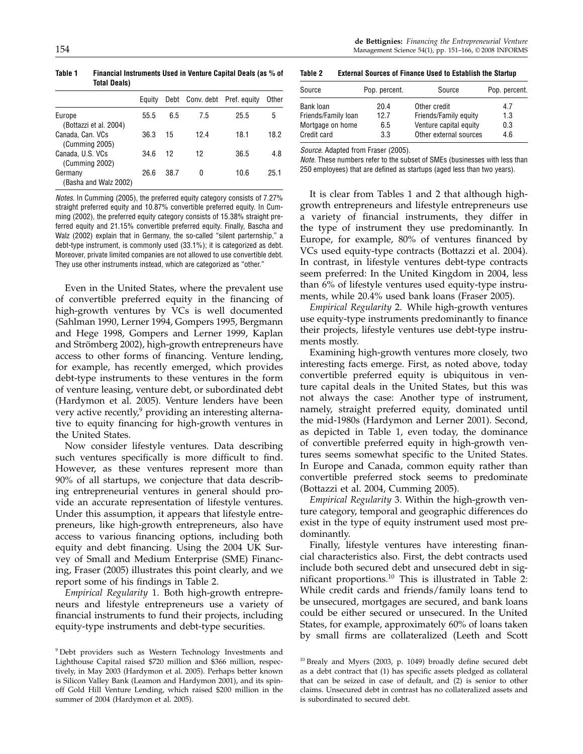**Table 1 Financial Instruments Used in Venture Capital Deals (as % of Total Deals)**

| | Equity | Debt | Conv. debt | Pref. equity | Other |
|---|---|---|---|---|---|
| Europe (Bottazzi et al. 2004) | 55.5 | 6.5 | 7.5 | 25.5 | 5 |
| Canada, Can. VCs (Cumming 2005) | 36.3 | 15 | 12.4 | 18.1 | 18.2 |
| Canada, U.S. VCs (Cumming 2002) | 34.6 | 12 | 12 | 36.5 | 4.8 |
| Germany (Basha and Walz 2002) | 26.6 | 38.7 | 0 | 10.6 | 25.1 |

*Notes.* In Cumming (2005), the preferred equity category consists of 7.27% straight preferred equity and 10.87% convertible preferred equity. In Cumming (2002), the preferred equity category consists of 15.38% straight preferred equity and 21.15% convertible preferred equity. Finally, Bascha and Walz (2002) explain that in Germany, the so-called "silent parternship," a debt-type instrument, is commonly used (33.1%); it is categorized as debt. Moreover, private limited companies are not allowed to use convertible debt. They use other instruments instead, which are categorized as "other."

Even in the United States, where the prevalent use of convertible preferred equity in the financing of high-growth ventures by VCs is well documented (Sahlman 1990, Lerner 1994, Gompers 1995, Bergmann and Hege 1998, Gompers and Lerner 1999, Kaplan and Strömberg 2002), high-growth entrepreneurs have access to other forms of financing. Venture lending, for example, has recently emerged, which provides debt-type instruments to these ventures in the form of venture leasing, venture debt, or subordinated debt (Hardymon et al. 2005). Venture lenders have been very active recently,[9] providing an interesting alternative to equity financing for high-growth ventures in the United States.

Now consider lifestyle ventures. Data describing such ventures specifically is more difficult to find. However, as these ventures represent more than 90% of all startups, we conjecture that data describing entrepreneurial ventures in general should provide an accurate representation of lifestyle ventures. Under this assumption, it appears that lifestyle entrepreneurs, like high-growth entrepreneurs, also have access to various financing options, including both equity and debt financing. Using the 2004 UK Survey of Small and Medium Enterprise (SME) Financing, Fraser (2005) illustrates this point clearly, and we report some of his findings in Table 2.

*Empirical Regularity* 1. Both high-growth entrepreneurs and lifestyle entrepreneurs use a variety of financial instruments to fund their projects, including equity-type instruments and debt-type securities.

**Table 2 External Sources of Finance Used to Establish the Startup**

| Source | Pop. percent. | Source | Pop. percent. |
|---|---|---|---|
| Bank loan | 20.4 | Other credit | 4.7 |
| Friends/Family loan | 12.7 | Friends/Family equity | 1.3 |
| Mortgage on home | 6.5 | Venture capital equity | 0.3 |
| Credit card | 3.3 | Other external sources | 4.6 |

*Source.* Adapted from Fraser (2005).

*Note.* These numbers refer to the subset of SMEs (businesses with less than 250 employees) that are defined as startups (aged less than two years).

It is clear from Tables 1 and 2 that although high-growth entrepreneurs and lifestyle entrepreneurs use a variety of financial instruments, they differ in the type of instrument they use predominantly. In Europe, for example, 80% of ventures financed by VCs used equity-type contracts (Bottazzi et al. 2004). In contrast, in lifestyle ventures debt-type contracts seem preferred: In the United Kingdom in 2004, less than 6% of lifestyle ventures used equity-type instruments, while 20.4% used bank loans (Fraser 2005).

*Empirical Regularity* 2. While high-growth ventures use equity-type instruments predominantly to finance their projects, lifestyle ventures use debt-type instruments mostly.

Examining high-growth ventures more closely, two interesting facts emerge. First, as noted above, today convertible preferred equity is ubiquitous in venture capital deals in the United States, but this was not always the case: Another type of instrument, namely, straight preferred equity, dominated until the mid-1980s (Hardymon and Lerner 2001). Second, as depicted in Table 1, even today, the dominance of convertible preferred equity in high-growth ventures seems somewhat specific to the United States. In Europe and Canada, common equity rather than convertible preferred stock seems to predominate (Bottazzi et al. 2004, Cumming 2005).

*Empirical Regularity* 3. Within the high-growth venture category, temporal and geographic differences do exist in the type of equity instrument used most predominantly.

Finally, lifestyle ventures have interesting financial characteristics also. First, the debt contracts used include both secured debt and unsecured debt in significant proportions.[10] This is illustrated in Table 2: While credit cards and friends/family loans tend to be unsecured, mortgages are secured, and bank loans could be either secured or unsecured. In the United States, for example, approximately 60% of loans taken by small firms are collateralized (Leeth and Scott

[9] Debt providers such as Western Technology Investments and Lighthouse Capital raised $720 million and $366 million, respectively, in May 2003 (Hardymon et al. 2005). Perhaps better known is Silicon Valley Bank (Leamon and Hardymon 2001), and its spinoff Gold Hill Venture Lending, which raised $200 million in the summer of 2004 (Hardymon et al. 2005).

[10] Brealy and Myers (2003, p. 1049) broadly define secured debt as a debt contract that (1) has specific assets pledged as collateral that can be seized in case of default, and (2) is senior to other claims. Unsecured debt in contrast has no collateralized assets and is subordinated to secured debt.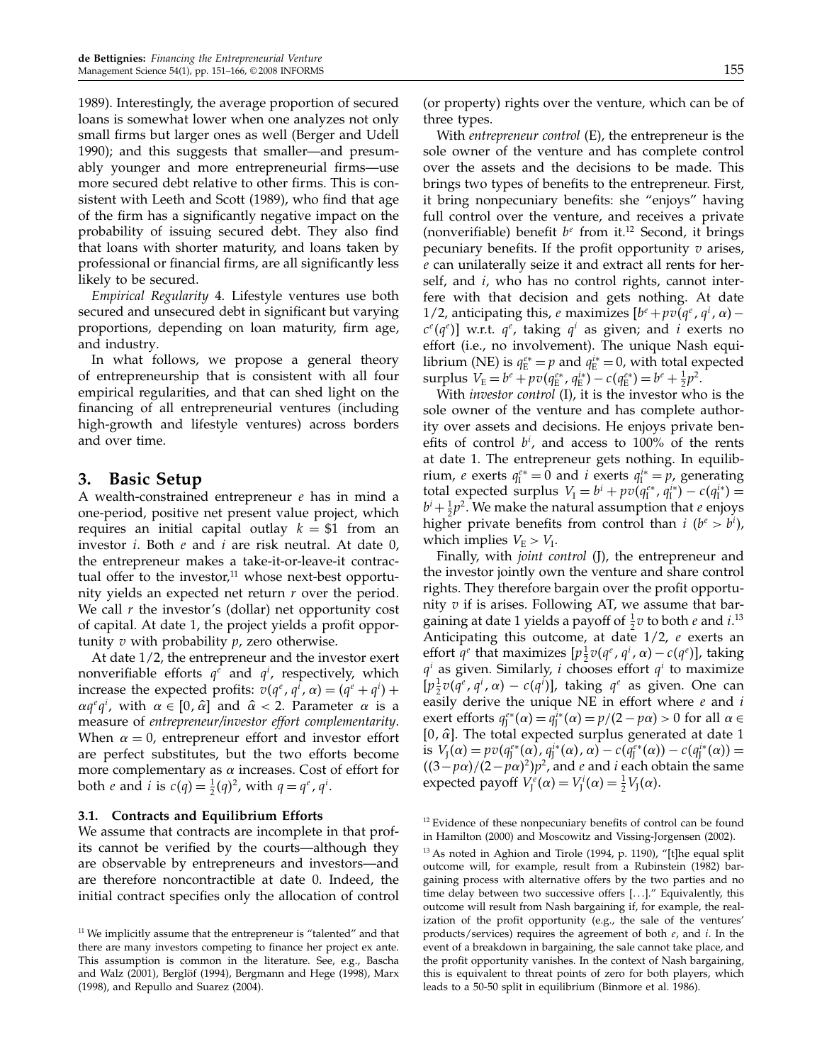1989). Interestingly, the average proportion of secured loans is somewhat lower when one analyzes not only small firms but larger ones as well (Berger and Udell 1990); and this suggests that smaller—and presumably younger and more entrepreneurial firms—use more secured debt relative to other firms. This is consistent with Leeth and Scott (1989), who find that age of the firm has a significantly negative impact on the probability of issuing secured debt. They also find that loans with shorter maturity, and loans taken by professional or financial firms, are all significantly less likely to be secured.

*Empirical Regularity* 4. Lifestyle ventures use both secured and unsecured debt in significant but varying proportions, depending on loan maturity, firm age, and industry.

In what follows, we propose a general theory of entrepreneurship that is consistent with all four empirical regularities, and that can shed light on the financing of all entrepreneurial ventures (including high-growth and lifestyle ventures) across borders and over time.

## 3. Basic Setup

A wealth-constrained entrepreneur $e$ has in mind a one-period, positive net present value project, which requires an initial capital outlay $k = \$1$ from an investor $i$. Both $e$ and $i$ are risk neutral. At date 0, the entrepreneur makes a take-it-or-leave-it contractual offer to the investor,[11] whose next-best opportunity yields an expected net return $r$ over the period. We call $r$ the investor's (dollar) net opportunity cost of capital. At date 1, the project yields a profit opportunity $v$ with probability $p$, zero otherwise.

At date 1/2, the entrepreneur and the investor exert nonverifiable efforts $q^e$ and $q^i$, respectively, which increase the expected profits: $v(q^e, q^i, \alpha) = (q^e + q^i) + \alpha q^e q^i$, with $\alpha \in [0, \hat{\alpha}]$ and $\hat{\alpha} < 2$. Parameter $\alpha$ is a measure of *entrepreneur/investor effort complementarity*. When $\alpha = 0$, entrepreneur effort and investor effort are perfect substitutes, but the two efforts become more complementary as $\alpha$ increases. Cost of effort for both $e$ and $i$ is $c(q) = \frac{1}{2}(q)^2$, with $q = q^e, q^i$.

### 3.1. Contracts and Equilibrium Efforts

We assume that contracts are incomplete in that profits cannot be verified by the courts—although they are observable by entrepreneurs and investors—and are therefore noncontractible at date 0. Indeed, the initial contract specifies only the allocation of control (or property) rights over the venture, which can be of three types.

With *entrepreneur control* (E), the entrepreneur is the sole owner of the venture and has complete control over the assets and the decisions to be made. This brings two types of benefits to the entrepreneur. First, it bring nonpecuniary benefits: she "enjoys" having full control over the venture, and receives a private (nonverifiable) benefit $b^e$ from it.[12] Second, it brings pecuniary benefits. If the profit opportunity $v$ arises, $e$ can unilaterally seize it and extract all rents for herself, and $i$, who has no control rights, cannot interfere with that decision and gets nothing. At date 1/2, anticipating this, $e$ maximizes $[b^e + pv(q^e, q^i, \alpha) - c^e(q^e)]$ w.r.t. $q^e$, taking $q^i$ as given; and $i$ exerts no effort (i.e., no involvement). The unique Nash equilibrium (NE) is $q_E^{e*} = p$ and $q_E^{i*} = 0$, with total expected surplus $V_E = b^e + pv(q_E^{e*}, q_E^{i*}) - c(q_E^{e*}) = b^e + \frac{1}{2}p^2$.

With *investor control* (I), it is the investor who is the sole owner of the venture and has complete authority over assets and decisions. He enjoys private benefits of control $b^i$, and access to 100% of the rents at date 1. The entrepreneur gets nothing. In equilibrium, $e$ exerts $q_I^{e*} = 0$ and $i$ exerts $q_I^{i*} = p$, generating total expected surplus $V_I = b^i + pv(q_I^{e*}, q_I^{i*}) - c(q_I^{i*}) = b^i + \frac{1}{2}p^2$. We make the natural assumption that $e$ enjoys higher private benefits from control than $i$ ($b^e > b^i$), which implies $V_E > V_I$.

Finally, with *joint control* (J), the entrepreneur and the investor jointly own the venture and share control rights. They therefore bargain over the profit opportunity $v$ if is arises. Following AT, we assume that bargaining at date 1 yields a payoff of $\frac{1}{2}v$ to both $e$ and $i$.[13] Anticipating this outcome, at date 1/2, $e$ exerts an effort $q^e$ that maximizes $[p\frac{1}{2}v(q^e, q^i, \alpha) - c(q^e)]$, taking $q^i$ as given. Similarly, $i$ chooses effort $q^i$ to maximize $[p\frac{1}{2}v(q^e, q^i, \alpha) - c(q^i)]$, taking $q^e$ as given. One can easily derive the unique NE in effort where $e$ and $i$ exert efforts $q_J^{e*}(\alpha) = q_J^{i*}(\alpha) = p/(2 - p\alpha) > 0$ for all $\alpha \in [0, \hat{\alpha}]$. The total expected surplus generated at date 1 is $V_J(\alpha) = pv(q_J^{e*}(\alpha), q_J^{i*}(\alpha), \alpha) - c(q_J^{e*}(\alpha)) - c(q_J^{i*}(\alpha)) = ((3 - p\alpha)/(2 - p\alpha)^2)p^2$, and $e$ and $i$ each obtain the same expected payoff $V_J^e(\alpha) = V_J^i(\alpha) = \frac{1}{2}V_J(\alpha)$.

---

[11] We implicitly assume that the entrepreneur is "talented" and that there are many investors competing to finance her project ex ante. This assumption is common in the literature. See, e.g., Bascha and Walz (2001), Berglöf (1994), Bergmann and Hege (1998), Marx (1998), and Repullo and Suarez (2004).

[12] Evidence of these nonpecuniary benefits of control can be found in Hamilton (2000) and Moscowitz and Vissing-Jorgensen (2002).

[13] As noted in Aghion and Tirole (1994, p. 1190), "[t]he equal split outcome will, for example, result from a Rubinstein (1982) bargaining process with alternative offers by the two parties and no time delay between two successive offers [...]." Equivalently, this outcome will result from Nash bargaining if, for example, the realization of the profit opportunity (e.g., the sale of the ventures' products/services) requires the agreement of both $e$, and $i$. In the event of a breakdown in bargaining, the sale cannot take place, and the profit opportunity vanishes. In the context of Nash bargaining, this is equivalent to threat points of zero for both players, which leads to a 50-50 split in equilibrium (Binmore et al. 1986).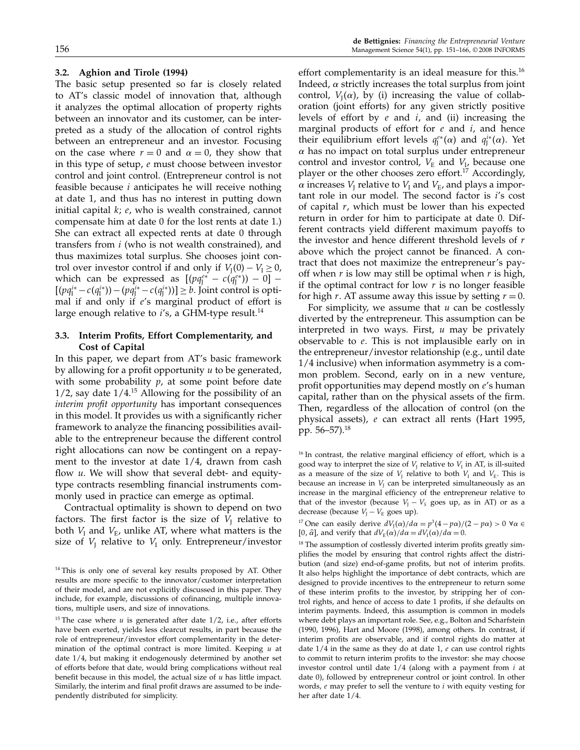### 3.2. Aghion and Tirole (1994)

The basic setup presented so far is closely related to AT's classic model of innovation that, although it analyzes the optimal allocation of property rights between an innovator and its customer, can be interpreted as a study of the allocation of control rights between an entrepreneur and an investor. Focusing on the case where $r = 0$ and $\alpha = 0$, they show that in this type of setup, $e$ must choose between investor control and joint control. (Entrepreneur control is not feasible because $i$ anticipates he will receive nothing at date 1, and thus has no interest in putting down initial capital $k$; $e$, who is wealth constrained, cannot compensate him at date 0 for the lost rents at date 1.) She can extract all expected rents at date 0 through transfers from $i$ (who is not wealth constrained), and thus maximizes total surplus. She chooses joint control over investor control if and only if $V_J(0) - V_I \geq 0$, which can be expressed as $[(pq_J^{e*} - c(q_J^{e*})) - 0] - [(pq_I^{i*} - c(q_I^{i*})) - (pq_J^{i*} - c(q_J^{i*}))] \geq b$. Joint control is optimal if and only if $e$'s marginal product of effort is large enough relative to $i$'s, a GHM-type result.[14]

### 3.3. Interim Profits, Effort Complementarity, and Cost of Capital

In this paper, we depart from AT's basic framework by allowing for a profit opportunity $u$ to be generated, with some probability $p$, at some point before date $1/2$, say date $1/4$.[15] Allowing for the possibility of an *interim profit opportunity* has important consequences in this model. It provides us with a significantly richer framework to analyze the financing possibilities available to the entrepreneur because the different control right allocations can now be contingent on a repayment to the investor at date $1/4$, drawn from cash flow $u$. We will show that several debt- and equity-type contracts resembling financial instruments commonly used in practice can emerge as optimal.

Contractual optimality is shown to depend on two factors. The first factor is the size of $V_J$ relative to both $V_I$ and $V_E$, unlike AT, where what matters is the size of $V_J$ relative to $V_I$ only. Entrepreneur/investor effort complementarity is an ideal measure for this.[16] Indeed, $\alpha$ strictly increases the total surplus from joint control, $V_J(\alpha)$, by (i) increasing the value of collaboration (joint efforts) for any given strictly positive levels of effort by $e$ and $i$, and (ii) increasing the marginal products of effort for $e$ and $i$, and hence their equilibrium effort levels $q_J^{e*}(\alpha)$ and $q_J^{i*}(\alpha)$. Yet $\alpha$ has no impact on total surplus under entrepreneur control and investor control, $V_E$ and $V_I$, because one player or the other chooses zero effort.[17] Accordingly, $\alpha$ increases $V_J$ relative to $V_I$ and $V_E$, and plays a important role in our model. The second factor is $i$'s cost of capital $r$, which must be lower than his expected return in order for him to participate at date 0. Different contracts yield different maximum payoffs to the investor and hence different threshold levels of $r$ above which the project cannot be financed. A contract that does not maximize the entrepreneur's payoff when $r$ is low may still be optimal when $r$ is high, if the optimal contract for low $r$ is no longer feasible for high $r$. AT assume away this issue by setting $r = 0$.

For simplicity, we assume that $u$ can be costlessly diverted by the entrepreneur. This assumption can be interpreted in two ways. First, $u$ may be privately observable to $e$. This is not implausible early on in the entrepreneur/investor relationship (e.g., until date $1/4$ inclusive) when information asymmetry is a common problem. Second, early on in a new venture, profit opportunities may depend mostly on $e$'s human capital, rather than on the physical assets of the firm. Then, regardless of the allocation of control (on the physical assets), $e$ can extract all rents (Hart 1995, pp. 56–57).[18]

---

[14] This is only one of several key results proposed by AT. Other results are more specific to the innovator/customer interpretation of their model, and are not explicitly discussed in this paper. They include, for example, discussions of cofinancing, multiple innovations, multiple users, and size of innovations.

[15] The case where $u$ is generated after date $1/2$, i.e., after efforts have been exerted, yields less clearcut results, in part because the role of entrepreneur/investor effort complementarity in the determination of the optimal contract is more limited. Keeping $u$ at date $1/4$, but making it endogenously determined by another set of efforts before that date, would bring complications without real benefit because in this model, the actual size of $u$ has little impact. Similarly, the interim and final profit draws are assumed to be independently distributed for simplicity.

[16] In contrast, the relative marginal efficiency of effort, which is a good way to interpret the size of $V_J$ relative to $V_I$ in AT, is ill-suited as a measure of the size of $V_J$ relative to both $V_I$ and $V_E$. This is because an increase in $V_J$ can be interpreted simultaneously as an increase in the marginal efficiency of the entrepreneur relative to that of the investor (because $V_J - V_S$ goes up, as in AT) or as a decrease (because $V_J - V_E$ goes up).

[17] One can easily derive $dV_J(\alpha)/d\alpha = p^3(4 - p\alpha)/(2 - p\alpha) > 0 \; \forall \alpha \in [0, \hat{\alpha}]$, and verify that $dV_E(\alpha)/d\alpha = dV_I(\alpha)/d\alpha = 0$.

[18] The assumption of costlessly diverted interim profits greatly simplifies the model by ensuring that control rights affect the distribution (and size) end-of-game profits, but not of interim profits. It also helps highlight the importance of debt contracts, which are designed to provide incentives to the entrepreneur to return some of these interim profits to the investor, by stripping her of control rights, and hence of access to date 1 profits, if she defaults on interim payments. Indeed, this assumption is common in models where debt plays an important role. See, e.g., Bolton and Scharfstein (1990, 1996), Hart and Moore (1998), among others. In contrast, if interim profits are observable, and if control rights do matter at date $1/4$ in the same as they do at date 1, $e$ can use control rights to commit to return interim profits to the investor: she may choose investor control until date $1/4$ (along with a payment from $i$ at date 0), followed by entrepreneur control or joint control. In other words, $e$ may prefer to sell the venture to $i$ with equity vesting for her after date $1/4$.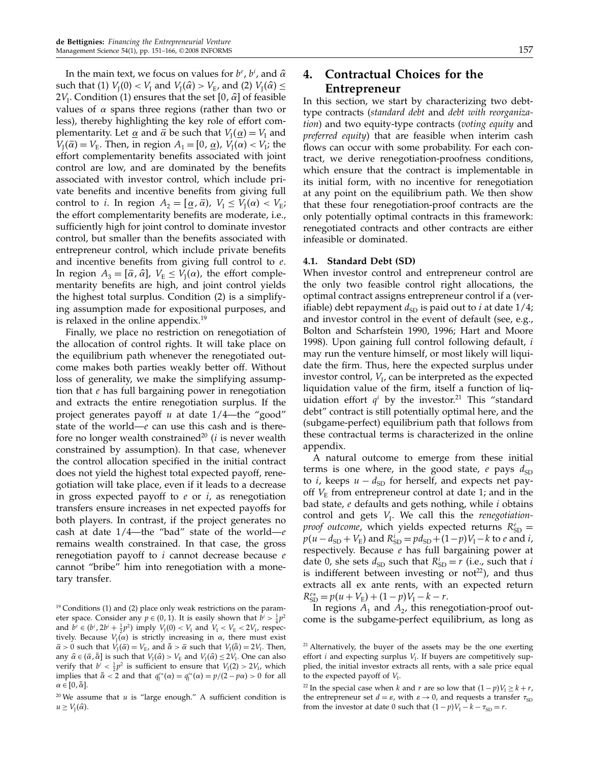In the main text, we focus on values for $b^e$, $b^i$, and $\hat{\alpha}$ such that (1) $V_J(0) < V_I$ and $V_J(\hat{\alpha}) > V_E$, and (2) $V_J(\hat{\alpha}) \leq 2V_I$. Condition (1) ensures that the set $[0, \hat{\alpha}]$ of feasible values of $\alpha$ spans three regions (rather than two or less), thereby highlighting the key role of effort complementarity. Let $\underline{\alpha}$ and $\bar{\alpha}$ be such that $V_J(\underline{\alpha}) = V_I$ and $V_J(\bar{\alpha}) = V_E$. Then, in region $A_1 = [0, \underline{\alpha})$, $V_J(\alpha) < V_I$; the effort complementarity benefits associated with joint control are low, and are dominated by the benefits associated with investor control, which include private benefits and incentive benefits from giving full control to $i$. In region $A_2 = [\underline{\alpha}, \bar{\alpha})$, $V_I \leq V_J(\alpha) < V_E$; the effort complementarity benefits are moderate, i.e., sufficiently high for joint control to dominate investor control, but smaller than the benefits associated with entrepreneur control, which include private benefits and incentive benefits from giving full control to $e$. In region $A_3 = [\bar{\alpha}, \hat{\alpha}]$, $V_E \leq V_J(\alpha)$, the effort complementarity benefits are high, and joint control yields the highest total surplus. Condition (2) is a simplifying assumption made for expositional purposes, and is relaxed in the online appendix.[19]

Finally, we place no restriction on renegotiation of the allocation of control rights. It will take place on the equilibrium path whenever the renegotiated outcome makes both parties weakly better off. Without loss of generality, we make the simplifying assumption that $e$ has full bargaining power in renegotiation and extracts the entire renegotiation surplus. If the project generates payoff $u$ at date 1/4—the "good" state of the world—$e$ can use this cash and is therefore no longer wealth constrained[20] ($i$ is never wealth constrained by assumption). In that case, whenever the control allocation specified in the initial contract does not yield the highest total expected payoff, renegotiation will take place, even if it leads to a decrease in gross expected payoff to $e$ or $i$, as renegotiation transfers ensure increases in net expected payoffs for both players. In contrast, if the project generates no cash at date 1/4—the "bad" state of the world—$e$ remains wealth constrained. In that case, the gross renegotiation payoff to $i$ cannot decrease because $e$ cannot "bribe" him into renegotiation with a monetary transfer.

## 4. Contractual Choices for the Entrepreneur

In this section, we start by characterizing two debt-type contracts (*standard debt* and *debt with reorganization*) and two equity-type contracts (*voting equity* and *preferred equity*) that are feasible when interim cash flows can occur with some probability. For each contract, we derive renegotiation-proofness conditions, which ensure that the contract is implementable in its initial form, with no incentive for renegotiation at any point on the equilibrium path. We then show that these four renegotiation-proof contracts are the only potentially optimal contracts in this framework: renegotiated contracts and other contracts are either infeasible or dominated.

### 4.1. Standard Debt (SD)

When investor control and entrepreneur control are the only two feasible control right allocations, the optimal contract assigns entrepreneur control if a (verifiable) debt repayment $d_{SD}$ is paid out to $i$ at date 1/4; and investor control in the event of default (see, e.g., Bolton and Scharfstein 1990, 1996; Hart and Moore 1998). Upon gaining full control following default, $i$ may run the venture himself, or most likely will liquidate the firm. Thus, here the expected surplus under investor control, $V_I$, can be interpreted as the expected liquidation value of the firm, itself a function of liquidation effort $q^i$ by the investor.[21] This "standard debt" contract is still potentially optimal here, and the (subgame-perfect) equilibrium path that follows from these contractual terms is characterized in the online appendix.

A natural outcome to emerge from these initial terms is one where, in the good state, $e$ pays $d_{SD}$ to $i$, keeps $u - d_{SD}$ for herself, and expects net payoff $V_E$ from entrepreneur control at date 1; and in the bad state, $e$ defaults and gets nothing, while $i$ obtains control and gets $V_I$. We call this the *renegotiation-proof outcome*, which yields expected returns $R^e_{SD} = p(u - d_{SD} + V_E)$ and $R^i_{SD} = pd_{SD} + (1-p)V_I - k$ to $e$ and $i$, respectively. Because $e$ has full bargaining power at date 0, she sets $d_{SD}$ such that $R^i_{SD} = r$ (i.e., such that $i$ is indifferent between investing or not[22]), and thus extracts all ex ante rents, with an expected return $R^{e*}_{SD} = p(u + V_E) + (1-p)V_I - k - r$.

In regions $A_1$ and $A_2$, this renegotiation-proof outcome is the subgame-perfect equilibrium, as long as

---

[19] Conditions (1) and (2) place only weak restrictions on the parameter space. Consider any $p \in (0, 1)$. It is easily shown that $b^i > \frac{1}{4}p^2$ and $b^e \in (b^i, 2b^i + \frac{1}{2}p^2)$ imply $V_J(0) < V_I$ and $V_I < V_E < 2V_I$, respectively. Because $V_J(\alpha)$ is strictly increasing in $\alpha$, there must exist $\bar{\alpha} > 0$ such that $V_J(\bar{\alpha}) = V_E$, and $\bar{\bar{\alpha}} > \bar{\alpha}$ such that $V_J(\bar{\bar{\alpha}}) = 2V_I$. Then, any $\hat{\alpha} \in (\bar{\alpha}, \bar{\bar{\alpha}}]$ is such that $V_J(\hat{\alpha}) > V_E$ and $V_J(\hat{\alpha}) \leq 2V_I$. One can also verify that $b^i < \frac{1}{2}p^2$ is sufficient to ensure that $V_J(2) > 2V_I$, which implies that $\bar{\bar{\alpha}} < 2$ and that $q^{e*}_J(\alpha) = q^{i*}_J(\alpha) = p/(2 - p\alpha) > 0$ for all $\alpha \in [0, \bar{\bar{\alpha}}]$.

[20] We assume that $u$ is "large enough." A sufficient condition is $u \geq V_J(\hat{\alpha})$.

[21] Alternatively, the buyer of the assets may be the one exerting effort $i$ and expecting surplus $V_I$. If buyers are competitively supplied, the initial investor extracts all rents, with a sale price equal to the expected payoff of $V_I$.

[22] In the special case when $k$ and $r$ are so low that $(1-p)V_I \geq k + r$, the entrepreneur set $d = \varepsilon$, with $\varepsilon \to 0$, and requests a transfer $\tau_{SD}$ from the investor at date 0 such that $(1-p)V_I - k - \tau_{SD} = r$.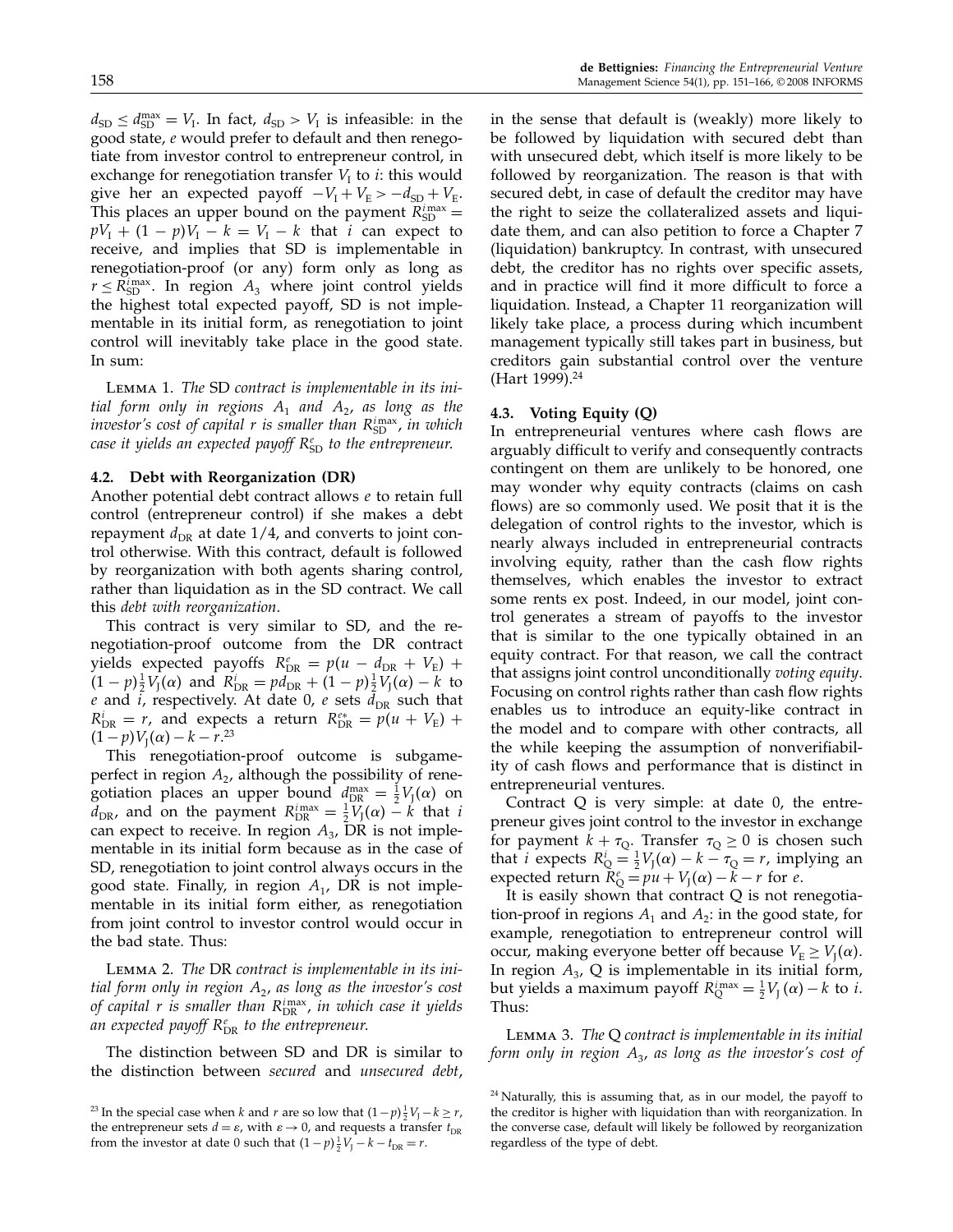$d_{\mathrm{SD}} \leq d_{\mathrm{SD}}^{\max} = V_{\mathrm{I}}$. In fact, $d_{\mathrm{SD}} > V_{\mathrm{I}}$ is infeasible: in the good state, $e$ would prefer to default and then renegotiate from investor control to entrepreneur control, in exchange for renegotiation transfer $V_{\mathrm{I}}$ to $i$: this would give her an expected payoff $-V_{\mathrm{I}} + V_{\mathrm{E}} > -d_{\mathrm{SD}} + V_{\mathrm{E}}$. This places an upper bound on the payment $R_{\mathrm{SD}}^{i\max} = pV_{\mathrm{I}} + (1-p)V_{\mathrm{I}} - k = V_{\mathrm{I}} - k$ that $i$ can expect to receive, and implies that SD is implementable in renegotiation-proof (or any) form only as long as $r \leq R_{\mathrm{SD}}^{i\max}$. In region $A_3$ where joint control yields the highest total expected payoff, SD is not implementable in its initial form, as renegotiation to joint control will inevitably take place in the good state. In sum:

Lemma 1. *The* SD *contract is implementable in its initial form only in regions $A_1$ and $A_2$, as long as the investor's cost of capital $r$ is smaller than $R_{\mathrm{SD}}^{i\max}$, in which case it yields an expected payoff $R_{\mathrm{SD}}^{e}$ to the entrepreneur.*

### 4.2. Debt with Reorganization (DR)

Another potential debt contract allows $e$ to retain full control (entrepreneur control) if she makes a debt repayment $d_{\mathrm{DR}}$ at date 1/4, and converts to joint control otherwise. With this contract, default is followed by reorganization with both agents sharing control, rather than liquidation as in the SD contract. We call this *debt with reorganization*.

This contract is very similar to SD, and the renegotiation-proof outcome from the DR contract yields expected payoffs $R_{\mathrm{DR}}^{e} = p(u - d_{\mathrm{DR}} + V_{\mathrm{E}}) + (1-p)\frac{1}{2}V_{\mathrm{J}}(\alpha)$ and $R_{\mathrm{DR}}^{i} = pd_{\mathrm{DR}} + (1-p)\frac{1}{2}V_{\mathrm{J}}(\alpha) - k$ to $e$ and $i$, respectively. At date 0, $e$ sets $d_{\mathrm{DR}}$ such that $R_{\mathrm{DR}}^{i} = r$, and expects a return $R_{\mathrm{DR}}^{e*} = p(u + V_{\mathrm{E}}) + (1-p)V_{\mathrm{J}}(\alpha) - k - r$.[23]

This renegotiation-proof outcome is subgame-perfect in region $A_2$, although the possibility of renegotiation places an upper bound $d_{\mathrm{DR}}^{\max} = \frac{1}{2}V_{\mathrm{J}}(\alpha)$ on $d_{\mathrm{DR}}$, and on the payment $R_{\mathrm{DR}}^{i\max} = \frac{1}{2}V_{\mathrm{J}}(\alpha) - k$ that $i$ can expect to receive. In region $A_3$, DR is not implementable in its initial form because as in the case of SD, renegotiation to joint control always occurs in the good state. Finally, in region $A_1$, DR is not implementable in its initial form either, as renegotiation from joint control to investor control would occur in the bad state. Thus:

Lemma 2. *The* DR *contract is implementable in its initial form only in region $A_2$, as long as the investor's cost of capital $r$ is smaller than $R_{\mathrm{DR}}^{i\max}$, in which case it yields an expected payoff $R_{\mathrm{DR}}^{e}$ to the entrepreneur.*

The distinction between SD and DR is similar to the distinction between *secured* and *unsecured debt*, in the sense that default is (weakly) more likely to be followed by liquidation with secured debt than with unsecured debt, which itself is more likely to be followed by reorganization. The reason is that with secured debt, in case of default the creditor may have the right to seize the collateralized assets and liquidate them, and can also petition to force a Chapter 7 (liquidation) bankruptcy. In contrast, with unsecured debt, the creditor has no rights over specific assets, and in practice will find it more difficult to force a liquidation. Instead, a Chapter 11 reorganization will likely take place, a process during which incumbent management typically still takes part in business, but creditors gain substantial control over the venture (Hart 1999).[24]

### 4.3. Voting Equity (Q)

In entrepreneurial ventures where cash flows are arguably difficult to verify and consequently contracts contingent on them are unlikely to be honored, one may wonder why equity contracts (claims on cash flows) are so commonly used. We posit that it is the delegation of control rights to the investor, which is nearly always included in entrepreneurial contracts involving equity, rather than the cash flow rights themselves, which enables the investor to extract some rents ex post. Indeed, in our model, joint control generates a stream of payoffs to the investor that is similar to the one typically obtained in an equity contract. For that reason, we call the contract that assigns joint control unconditionally *voting equity*. Focusing on control rights rather than cash flow rights enables us to introduce an equity-like contract in the model and to compare with other contracts, all the while keeping the assumption of nonverifiability of cash flows and performance that is distinct in entrepreneurial ventures.

Contract Q is very simple: at date 0, the entrepreneur gives joint control to the investor in exchange for payment $k + \tau_{\mathrm{Q}}$. Transfer $\tau_{\mathrm{Q}} \geq 0$ is chosen such that $i$ expects $R_{\mathrm{Q}}^{i} = \frac{1}{2}V_{\mathrm{J}}(\alpha) - k - \tau_{\mathrm{Q}} = r$, implying an expected return $R_{\mathrm{Q}}^{e} = pu + V_{\mathrm{J}}(\alpha) - k - r$ for $e$.

It is easily shown that contract Q is not renegotiation-proof in regions $A_1$ and $A_2$: in the good state, for example, renegotiation to entrepreneur control will occur, making everyone better off because $V_{\mathrm{E}} \geq V_{\mathrm{J}}(\alpha)$. In region $A_3$, Q is implementable in its initial form, but yields a maximum payoff $R_{\mathrm{Q}}^{i\max} = \frac{1}{2}V_{\mathrm{J}}(\alpha) - k$ to $i$. Thus:

Lemma 3. *The* Q *contract is implementable in its initial form only in region $A_3$, as long as the investor's cost of*

[23] In the special case when $k$ and $r$ are so low that $(1-p)\frac{1}{2}V_{\mathrm{J}} - k \geq r$, the entrepreneur sets $d = \varepsilon$, with $\varepsilon \to 0$, and requests a transfer $t_{\mathrm{DR}}$ from the investor at date 0 such that $(1-p)\frac{1}{2}V_{\mathrm{J}} - k - t_{\mathrm{DR}} = r$.

[24] Naturally, this is assuming that, as in our model, the payoff to the creditor is higher with liquidation than with reorganization. In the converse case, default will likely be followed by reorganization regardless of the type of debt.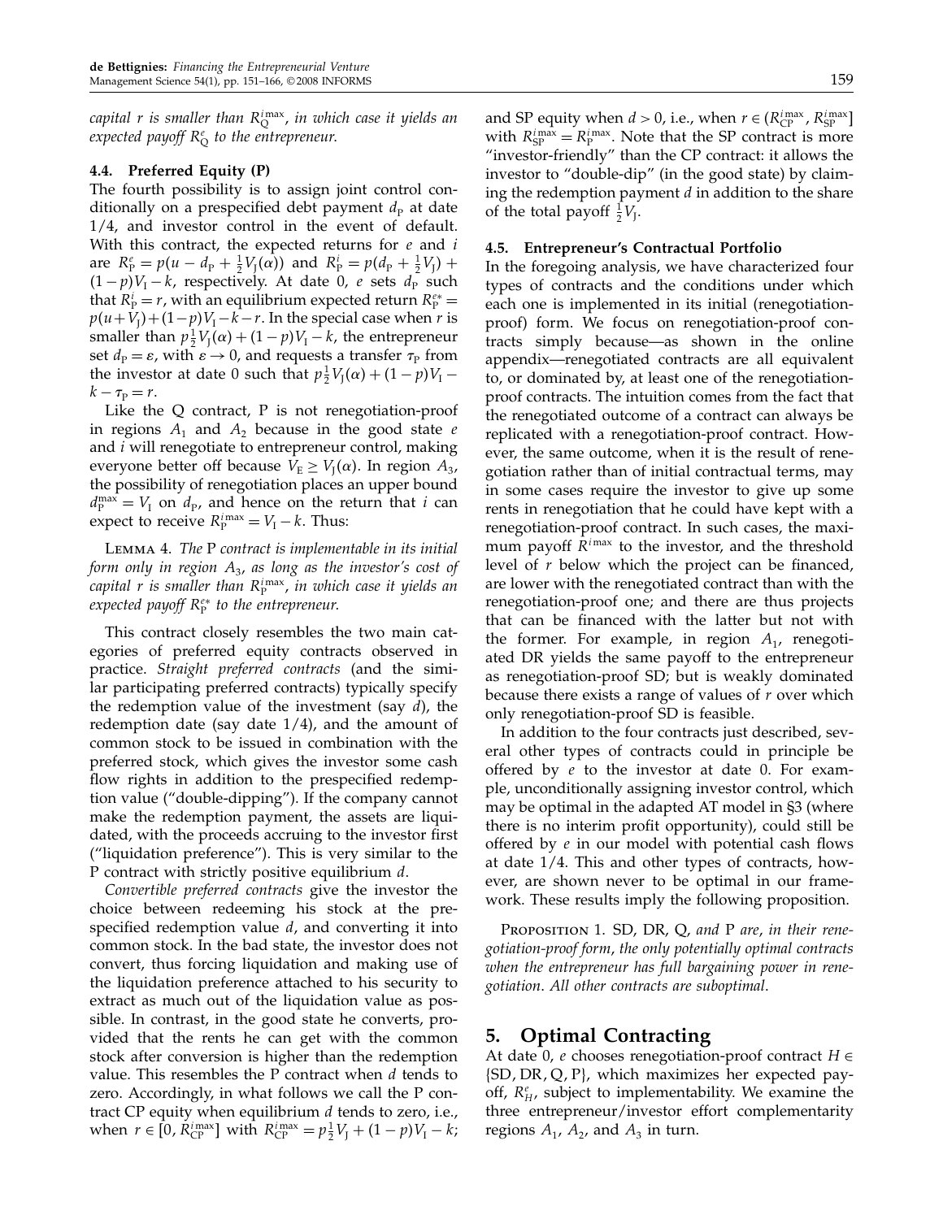*capital r is smaller than $R_Q^{i\max}$, in which case it yields an expected payoff $R_Q^e$ to the entrepreneur.*

### 4.4. Preferred Equity (P)

The fourth possibility is to assign joint control conditionally on a prespecified debt payment $d_P$ at date 1/4, and investor control in the event of default. With this contract, the expected returns for $e$ and $i$ are $R_P^e = p(u - d_P + \frac{1}{2}V_J(\alpha))$ and $R_P^i = p(d_P + \frac{1}{2}V_J) + (1-p)V_I - k$, respectively. At date 0, $e$ sets $d_P$ such that $R_P^i = r$, with an equilibrium expected return $R_P^{e*} = p(u + V_J) + (1-p)V_I - k - r$. In the special case when $r$ is smaller than $p\frac{1}{2}V_J(\alpha) + (1-p)V_I - k$, the entrepreneur set $d_P = \varepsilon$, with $\varepsilon \to 0$, and requests a transfer $\tau_P$ from the investor at date 0 such that $p\frac{1}{2}V_J(\alpha) + (1-p)V_I - k - \tau_P = r$.

Like the Q contract, P is not renegotiation-proof in regions $A_1$ and $A_2$ because in the good state $e$ and $i$ will renegotiate to entrepreneur control, making everyone better off because $V_E \geq V_J(\alpha)$. In region $A_3$, the possibility of renegotiation places an upper bound $d_P^{\max} = V_I$ on $d_P$, and hence on the return that $i$ can expect to receive $R_P^{i\max} = V_I - k$. Thus:

Lemma 4. *The* P *contract is implementable in its initial form only in region $A_3$, as long as the investor's cost of capital r is smaller than $R_P^{i\max}$, in which case it yields an expected payoff $R_P^{e*}$ to the entrepreneur.*

This contract closely resembles the two main categories of preferred equity contracts observed in practice. *Straight preferred contracts* (and the similar participating preferred contracts) typically specify the redemption value of the investment (say $d$), the redemption date (say date 1/4), and the amount of common stock to be issued in combination with the preferred stock, which gives the investor some cash flow rights in addition to the prespecified redemption value ("double-dipping"). If the company cannot make the redemption payment, the assets are liquidated, with the proceeds accruing to the investor first ("liquidation preference"). This is very similar to the P contract with strictly positive equilibrium $d$.

*Convertible preferred contracts* give the investor the choice between redeeming his stock at the prespecified redemption value $d$, and converting it into common stock. In the bad state, the investor does not convert, thus forcing liquidation and making use of the liquidation preference attached to his security to extract as much out of the liquidation value as possible. In contrast, in the good state he converts, provided that the rents he can get with the common stock after conversion is higher than the redemption value. This resembles the P contract when $d$ tends to zero. Accordingly, in what follows we call the P contract CP equity when equilibrium $d$ tends to zero, i.e., when $r \in [0, R_{CP}^{i\max}]$ with $R_{CP}^{i\max} = p\frac{1}{2}V_J + (1-p)V_I - k$; and SP equity when $d > 0$, i.e., when $r \in (R_{CP}^{i\max}, R_{SP}^{i\max}]$ with $R_{SP}^{i\max} = R_P^{i\max}$. Note that the SP contract is more "investor-friendly" than the CP contract: it allows the investor to "double-dip" (in the good state) by claiming the redemption payment $d$ in addition to the share of the total payoff $\frac{1}{2}V_J$.

### 4.5. Entrepreneur's Contractual Portfolio

In the foregoing analysis, we have characterized four types of contracts and the conditions under which each one is implemented in its initial (renegotiation-proof) form. We focus on renegotiation-proof contracts simply because—as shown in the online appendix—renegotiated contracts are all equivalent to, or dominated by, at least one of the renegotiation-proof contracts. The intuition comes from the fact that the renegotiated outcome of a contract can always be replicated with a renegotiation-proof contract. However, the same outcome, when it is the result of renegotiation rather than of initial contractual terms, may in some cases require the investor to give up some rents in renegotiation that he could have kept with a renegotiation-proof contract. In such cases, the maximum payoff $R^{i\max}$ to the investor, and the threshold level of $r$ below which the project can be financed, are lower with the renegotiated contract than with the renegotiation-proof one; and there are thus projects that can be financed with the latter but not with the former. For example, in region $A_1$, renegotiated DR yields the same payoff to the entrepreneur as renegotiation-proof SD; but is weakly dominated because there exists a range of values of $r$ over which only renegotiation-proof SD is feasible.

In addition to the four contracts just described, several other types of contracts could in principle be offered by $e$ to the investor at date 0. For example, unconditionally assigning investor control, which may be optimal in the adapted AT model in §3 (where there is no interim profit opportunity), could still be offered by $e$ in our model with potential cash flows at date 1/4. This and other types of contracts, however, are shown never to be optimal in our framework. These results imply the following proposition.

Proposition 1. SD, DR, Q, *and* P *are, in their renegotiation-proof form, the only potentially optimal contracts when the entrepreneur has full bargaining power in renegotiation. All other contracts are suboptimal.*

## 5. Optimal Contracting

At date 0, $e$ chooses renegotiation-proof contract $H \in \{\text{SD}, \text{DR}, \text{Q}, \text{P}\}$, which maximizes her expected payoff, $R_H^e$, subject to implementability. We examine the three entrepreneur/investor effort complementarity regions $A_1$, $A_2$, and $A_3$ in turn.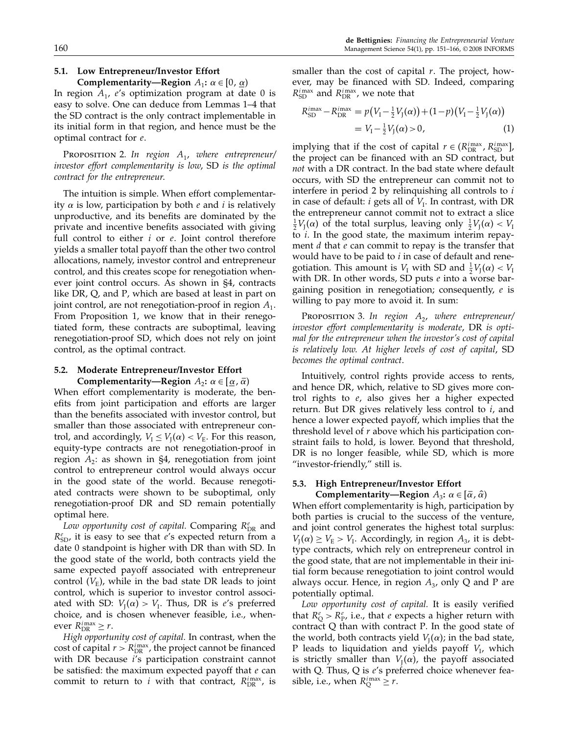### 5.1. Low Entrepreneur/Investor Effort Complementarity—Region $A_1$: $\alpha \in [0, \underline{\alpha})$

In region $A_1$, $e$'s optimization program at date 0 is easy to solve. One can deduce from Lemmas 1–4 that the SD contract is the only contract implementable in its initial form in that region, and hence must be the optimal contract for $e$.

Proposition 2. *In region $A_1$, where entrepreneur/investor effort complementarity is low,* SD *is the optimal contract for the entrepreneur.*

The intuition is simple. When effort complementarity $\alpha$ is low, participation by both $e$ and $i$ is relatively unproductive, and its benefits are dominated by the private and incentive benefits associated with giving full control to either $i$ or $e$. Joint control therefore yields a smaller total payoff than the other two control allocations, namely, investor control and entrepreneur control, and this creates scope for renegotiation whenever joint control occurs. As shown in §4, contracts like DR, Q, and P, which are based at least in part on joint control, are not renegotiation-proof in region $A_1$. From Proposition 1, we know that in their renegotiated form, these contracts are suboptimal, leaving renegotiation-proof SD, which does not rely on joint control, as the optimal contract.

### 5.2. Moderate Entrepreneur/Investor Effort Complementarity—Region $A_2$: $\alpha \in [\underline{\alpha}, \bar{\alpha})$

When effort complementarity is moderate, the benefits from joint participation and efforts are larger than the benefits associated with investor control, but smaller than those associated with entrepreneur control, and accordingly, $V_I \leq V_J(\alpha) < V_E$. For this reason, equity-type contracts are not renegotiation-proof in region $A_2$: as shown in §4, renegotiation from joint control to entrepreneur control would always occur in the good state of the world. Because renegotiated contracts were shown to be suboptimal, only renegotiation-proof DR and SD remain potentially optimal here.

*Low opportunity cost of capital.* Comparing $R^e_{DR}$ and $R^e_{SD}$, it is easy to see that $e$'s expected return from a date 0 standpoint is higher with DR than with SD. In the good state of the world, both contracts yield the same expected payoff associated with entrepreneur control ($V_E$), while in the bad state DR leads to joint control, which is superior to investor control associated with SD: $V_J(\alpha) > V_I$. Thus, DR is $e$'s preferred choice, and is chosen whenever feasible, i.e., whenever $R^{i\max}_{DR} \geq r$.

*High opportunity cost of capital.* In contrast, when the cost of capital $r > R^{i\max}_{DR}$, the project cannot be financed with DR because $i$'s participation constraint cannot be satisfied: the maximum expected payoff that $e$ can commit to return to $i$ with that contract, $R^{i\max}_{DR}$, is smaller than the cost of capital $r$. The project, however, may be financed with SD. Indeed, comparing $R^{i\max}_{SD}$ and $R^{i\max}_{DR}$, we note that

$$R^{i\max}_{SD} - R^{i\max}_{DR} = p\left(V_I - \tfrac{1}{2}V_J(\alpha)\right) + (1-p)\left(V_I - \tfrac{1}{2}V_J(\alpha)\right) = V_I - \tfrac{1}{2}V_J(\alpha) > 0, \tag{1}$$

implying that if the cost of capital $r \in (R^{i\max}_{DR}, R^{i\max}_{SD}]$, the project can be financed with an SD contract, but *not* with a DR contract. In the bad state where default occurs, with SD the entrepreneur can commit not to interfere in period 2 by relinquishing all controls to $i$ in case of default: $i$ gets all of $V_I$. In contrast, with DR the entrepreneur cannot commit not to extract a slice $\frac{1}{2}V_J(\alpha)$ of the total surplus, leaving only $\frac{1}{2}V_J(\alpha) < V_I$ to $i$. In the good state, the maximum interim repayment $d$ that $e$ can commit to repay is the transfer that would have to be paid to $i$ in case of default and renegotiation. This amount is $V_I$ with SD and $\frac{1}{2}V_J(\alpha) < V_I$ with DR. In other words, SD puts $e$ into a worse bargaining position in renegotiation; consequently, $e$ is willing to pay more to avoid it. In sum:

Proposition 3. *In region $A_2$, where entrepreneur/investor effort complementarity is moderate,* DR *is optimal for the entrepreneur when the investor's cost of capital is relatively low. At higher levels of cost of capital,* SD *becomes the optimal contract.*

Intuitively, control rights provide access to rents, and hence DR, which, relative to SD gives more control rights to $e$, also gives her a higher expected return. But DR gives relatively less control to $i$, and hence a lower expected payoff, which implies that the threshold level of $r$ above which his participation constraint fails to hold, is lower. Beyond that threshold, DR is no longer feasible, while SD, which is more "investor-friendly," still is.

### 5.3. High Entrepreneur/Investor Effort Complementarity—Region $A_3$: $\alpha \in [\bar{\alpha}, \hat{\alpha})$

When effort complementarity is high, participation by both parties is crucial to the success of the venture, and joint control generates the highest total surplus: $V_J(\alpha) \geq V_E > V_I$. Accordingly, in region $A_3$, it is debt-type contracts, which rely on entrepreneur control in the good state, that are not implementable in their initial form because renegotiation to joint control would always occur. Hence, in region $A_3$, only Q and P are potentially optimal.

*Low opportunity cost of capital.* It is easily verified that $R^e_Q > R^e_P$, i.e., that $e$ expects a higher return with contract Q than with contract P. In the good state of the world, both contracts yield $V_J(\alpha)$; in the bad state, P leads to liquidation and yields payoff $V_I$, which is strictly smaller than $V_J(\alpha)$, the payoff associated with Q. Thus, Q is $e$'s preferred choice whenever feasible, i.e., when $R^{i\max}_Q \geq r$.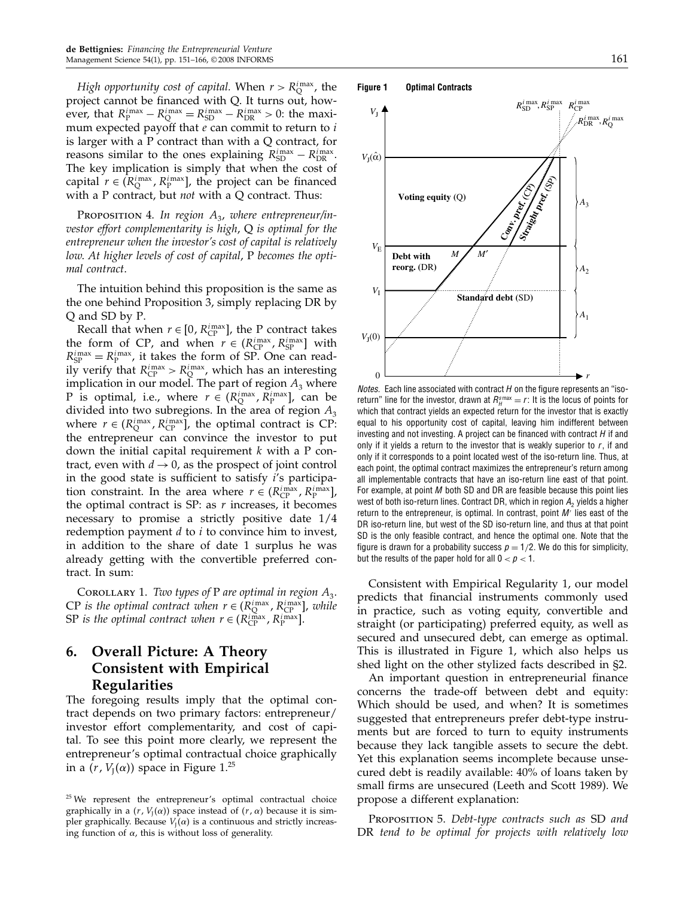*High opportunity cost of capital.* When $r > R_{Q}^{i\max}$, the project cannot be financed with Q. It turns out, however, that $R_{P}^{i\max} - R_{Q}^{i\max} = R_{SD}^{i\max} - R_{DR}^{i\max} > 0$: the maximum expected payoff that $e$ can commit to return to $i$ is larger with a P contract than with a Q contract, for reasons similar to the ones explaining $R_{SD}^{i\max} - R_{DR}^{i\max}$. The key implication is simply that when the cost of capital $r \in (R_{Q}^{i\max}, R_{P}^{i\max}]$, the project can be financed with a P contract, but *not* with a Q contract. Thus:

Proposition 4. *In region $A_3$, where entrepreneur/investor effort complementarity is high, Q is optimal for the entrepreneur when the investor's cost of capital is relatively low. At higher levels of cost of capital, P becomes the optimal contract.*

The intuition behind this proposition is the same as the one behind Proposition 3, simply replacing DR by Q and SD by P.

Recall that when $r \in [0, R_{CP}^{i\max}]$, the P contract takes the form of CP, and when $r \in (R_{CP}^{i\max}, R_{SP}^{i\max}]$ with $R_{SP}^{i\max} = R_{P}^{i\max}$, it takes the form of SP. One can readily verify that $R_{CP}^{i\max} > R_{Q}^{i\max}$, which has an interesting implication in our model. The part of region $A_3$ where P is optimal, i.e., where $r \in (R_{Q}^{i\max}, R_{P}^{i\max}]$, can be divided into two subregions. In the area of region $A_3$ where $r \in (R_{Q}^{i\max}, R_{CP}^{i\max}]$, the optimal contract is CP: the entrepreneur can convince the investor to put down the initial capital requirement $k$ with a P contract, even with $d \to 0$, as the prospect of joint control in the good state is sufficient to satisfy $i$'s participation constraint. In the area where $r \in (R_{CP}^{i\max}, R_{P}^{i\max}]$, the optimal contract is SP: as $r$ increases, it becomes necessary to promise a strictly positive date 1/4 redemption payment $d$ to $i$ to convince him to invest, in addition to the share of date 1 surplus he was already getting with the convertible preferred contract. In sum:

Corollary 1. *Two types of* P *are optimal in region $A_3$.* CP *is the optimal contract when $r \in (R_{Q}^{i\max}, R_{CP}^{i\max}]$, while* SP *is the optimal contract when $r \in (R_{CP}^{i\max}, R_{P}^{i\max}]$.*

## 6. Overall Picture: A Theory Consistent with Empirical Regularities

The foregoing results imply that the optimal contract depends on two primary factors: entrepreneur/investor effort complementarity, and cost of capital. To see this point more clearly, we represent the entrepreneur's optimal contractual choice graphically in a $(r, V_J(\alpha))$ space in Figure 1.[25]

[25] We represent the entrepreneur's optimal contractual choice graphically in a $(r, V_J(\alpha))$ space instead of $(r, \alpha)$ because it is simpler graphically. Because $V_J(\alpha)$ is a continuous and strictly increasing function of $\alpha$, this is without loss of generality.

**Figure 1 Optimal Contracts**

$R_{SD}^{i\max}, R_{SP}^{i\max}$ $R_{CP}^{i\max}$
$R_{DR}^{i\max}, R_{Q}^{i\max}$
$V_J$
$V_J(\hat{\alpha})$
Voting equity (Q)
Conv. pref. (CP)
Straight pref. (SP)
$A_3$
$V_E$
Debt with reorg. (DR)
$M$
$M'$
$A_2$
$V_I$
Standard debt (SD)
$A_1$
$V_J(0)$
0
$r$

*Notes.* Each line associated with contract $H$ on the figure represents an "iso-return" line for the investor, drawn at $R_H^{i\max} = r$: It is the locus of points for which that contract yields an expected return for the investor that is exactly equal to his opportunity cost of capital, leaving him indifferent between investing and not investing. A project can be financed with contract $H$ if and only if it yields a return to the investor that is weakly superior to $r$, if and only if it corresponds to a point located west of the iso-return line. Thus, at each point, the optimal contract maximizes the entrepreneur's return among all implementable contracts that have an iso-return line east of that point. For example, at point $M$ both SD and DR are feasible because this point lies west of both iso-return lines. Contract DR, which in region $A_2$ yields a higher return to the entrepreneur, is optimal. In contrast, point $M'$ lies east of the DR iso-return line, but west of the SD iso-return line, and thus at that point SD is the only feasible contract, and hence the optimal one. Note that the figure is drawn for a probability success $p = 1/2$. We do this for simplicity, but the results of the paper hold for all $0 < p < 1$.

Consistent with Empirical Regularity 1, our model predicts that financial instruments commonly used in practice, such as voting equity, convertible and straight (or participating) preferred equity, as well as secured and unsecured debt, can emerge as optimal. This is illustrated in Figure 1, which also helps us shed light on the other stylized facts described in §2.

An important question in entrepreneurial finance concerns the trade-off between debt and equity: Which should be used, and when? It is sometimes suggested that entrepreneurs prefer debt-type instruments but are forced to turn to equity instruments because they lack tangible assets to secure the debt. Yet this explanation seems incomplete because unsecured debt is readily available: 40% of loans taken by small firms are unsecured (Leeth and Scott 1989). We propose a different explanation:

Proposition 5. *Debt-type contracts such as* SD *and* DR *tend to be optimal for projects with relatively low*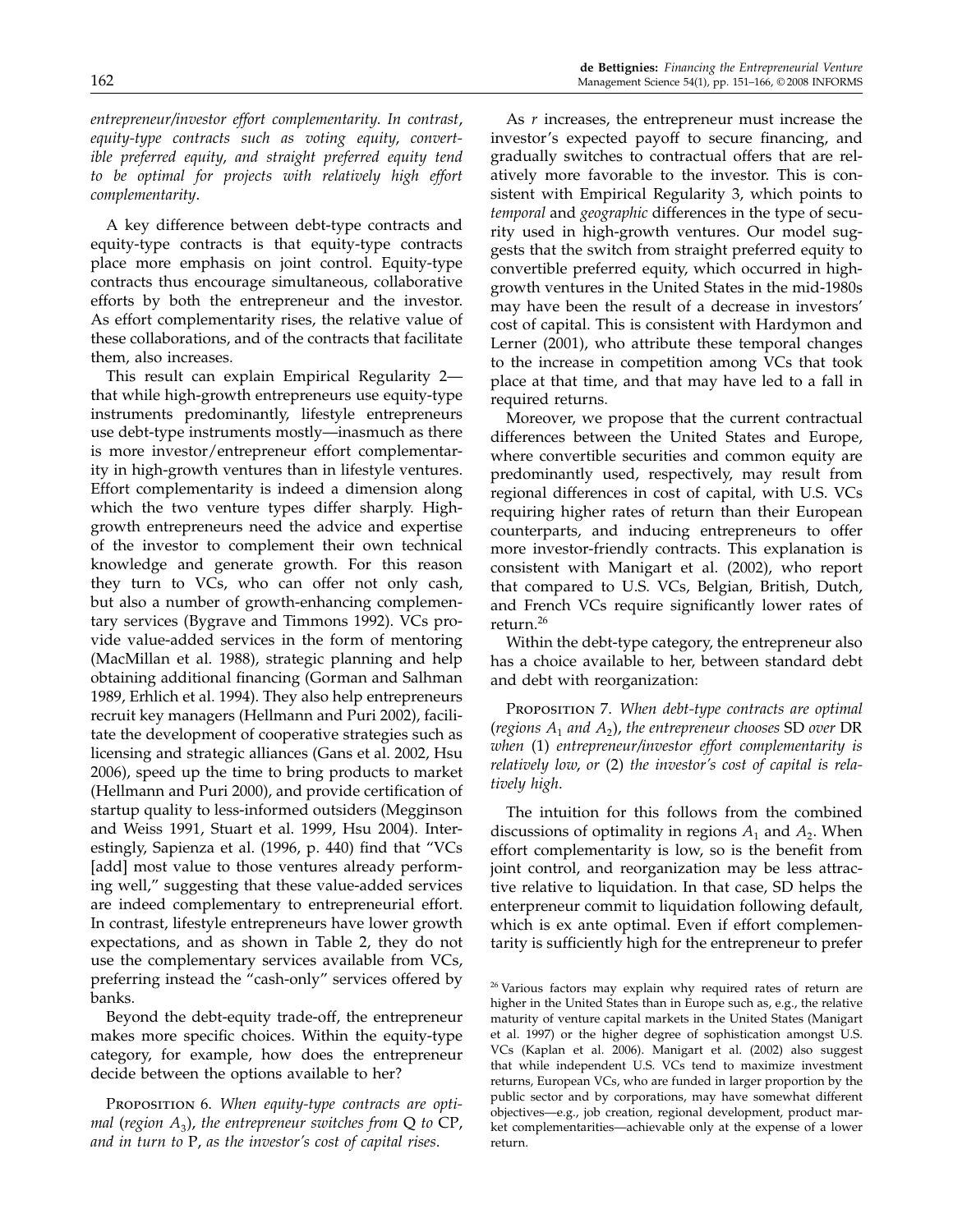*entrepreneur/investor effort complementarity. In contrast, equity-type contracts such as voting equity, convertible preferred equity, and straight preferred equity tend to be optimal for projects with relatively high effort complementarity.*

A key difference between debt-type contracts and equity-type contracts is that equity-type contracts place more emphasis on joint control. Equity-type contracts thus encourage simultaneous, collaborative efforts by both the entrepreneur and the investor. As effort complementarity rises, the relative value of these collaborations, and of the contracts that facilitate them, also increases.

This result can explain Empirical Regularity 2—that while high-growth entrepreneurs use equity-type instruments predominantly, lifestyle entrepreneurs use debt-type instruments mostly—inasmuch as there is more investor/entrepreneur effort complementarity in high-growth ventures than in lifestyle ventures. Effort complementarity is indeed a dimension along which the two venture types differ sharply. High-growth entrepreneurs need the advice and expertise of the investor to complement their own technical knowledge and generate growth. For this reason they turn to VCs, who can offer not only cash, but also a number of growth-enhancing complementary services (Bygrave and Timmons 1992). VCs provide value-added services in the form of mentoring (MacMillan et al. 1988), strategic planning and help obtaining additional financing (Gorman and Salhman 1989, Erhlich et al. 1994). They also help entrepreneurs recruit key managers (Hellmann and Puri 2002), facilitate the development of cooperative strategies such as licensing and strategic alliances (Gans et al. 2002, Hsu 2006), speed up the time to bring products to market (Hellmann and Puri 2000), and provide certification of startup quality to less-informed outsiders (Megginson and Weiss 1991, Stuart et al. 1999, Hsu 2004). Interestingly, Sapienza et al. (1996, p. 440) find that "VCs [add] most value to those ventures already performing well," suggesting that these value-added services are indeed complementary to entrepreneurial effort. In contrast, lifestyle entrepreneurs have lower growth expectations, and as shown in Table 2, they do not use the complementary services available from VCs, preferring instead the "cash-only" services offered by banks.

Beyond the debt-equity trade-off, the entrepreneur makes more specific choices. Within the equity-type category, for example, how does the entrepreneur decide between the options available to her?

Proposition 6. *When equity-type contracts are optimal (region $A_3$), the entrepreneur switches from* Q *to* CP, *and in turn to* P, *as the investor's cost of capital rises.*

As $r$ increases, the entrepreneur must increase the investor's expected payoff to secure financing, and gradually switches to contractual offers that are relatively more favorable to the investor. This is consistent with Empirical Regularity 3, which points to *temporal* and *geographic* differences in the type of security used in high-growth ventures. Our model suggests that the switch from straight preferred equity to convertible preferred equity, which occurred in high-growth ventures in the United States in the mid-1980s may have been the result of a decrease in investors' cost of capital. This is consistent with Hardymon and Lerner (2001), who attribute these temporal changes to the increase in competition among VCs that took place at that time, and that may have led to a fall in required returns.

Moreover, we propose that the current contractual differences between the United States and Europe, where convertible securities and common equity are predominantly used, respectively, may result from regional differences in cost of capital, with U.S. VCs requiring higher rates of return than their European counterparts, and inducing entrepreneurs to offer more investor-friendly contracts. This explanation is consistent with Manigart et al. (2002), who report that compared to U.S. VCs, Belgian, British, Dutch, and French VCs require significantly lower rates of return.[26]

Within the debt-type category, the entrepreneur also has a choice available to her, between standard debt and debt with reorganization:

Proposition 7. *When debt-type contracts are optimal (regions $A_1$ and $A_2$), the entrepreneur chooses* SD *over* DR *when* (1) *entrepreneur/investor effort complementarity is relatively low, or* (2) *the investor's cost of capital is relatively high.*

The intuition for this follows from the combined discussions of optimality in regions $A_1$ and $A_2$. When effort complementarity is low, so is the benefit from joint control, and reorganization may be less attractive relative to liquidation. In that case, SD helps the enterpreneur commit to liquidation following default, which is ex ante optimal. Even if effort complementarity is sufficiently high for the entrepreneur to prefer

[26] Various factors may explain why required rates of return are higher in the United States than in Europe such as, e.g., the relative maturity of venture capital markets in the United States (Manigart et al. 1997) or the higher degree of sophistication amongst U.S. VCs (Kaplan et al. 2006). Manigart et al. (2002) also suggest that while independent U.S. VCs tend to maximize investment returns, European VCs, who are funded in larger proportion by the public sector and by corporations, may have somewhat different objectives—e.g., job creation, regional development, product market complementarities—achievable only at the expense of a lower return.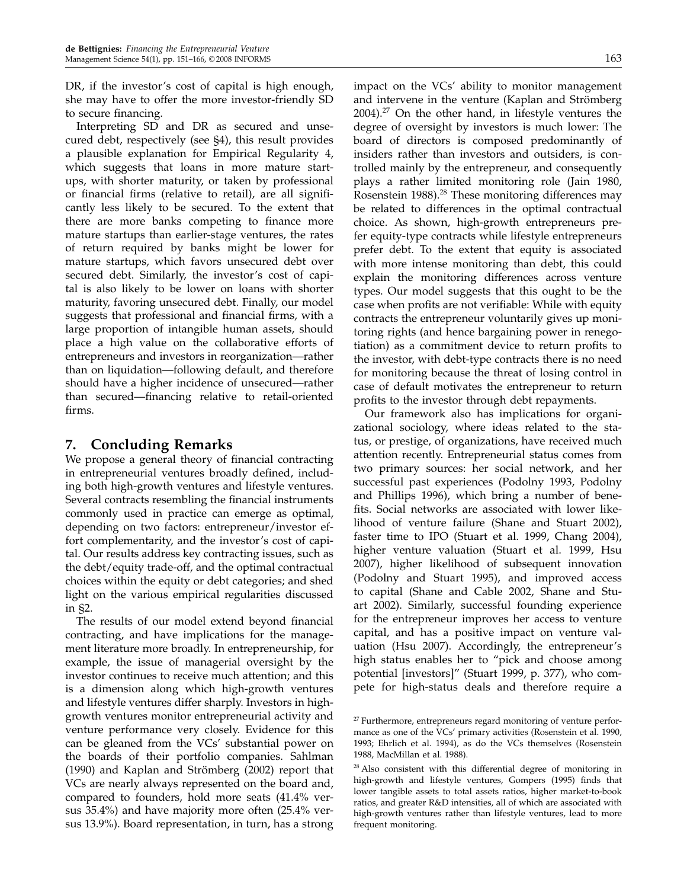DR, if the investor's cost of capital is high enough, she may have to offer the more investor-friendly SD to secure financing.

Interpreting SD and DR as secured and unsecured debt, respectively (see §4), this result provides a plausible explanation for Empirical Regularity 4, which suggests that loans in more mature startups, with shorter maturity, or taken by professional or financial firms (relative to retail), are all significantly less likely to be secured. To the extent that there are more banks competing to finance more mature startups than earlier-stage ventures, the rates of return required by banks might be lower for mature startups, which favors unsecured debt over secured debt. Similarly, the investor's cost of capital is also likely to be lower on loans with shorter maturity, favoring unsecured debt. Finally, our model suggests that professional and financial firms, with a large proportion of intangible human assets, should place a high value on the collaborative efforts of entrepreneurs and investors in reorganization—rather than on liquidation—following default, and therefore should have a higher incidence of unsecured—rather than secured—financing relative to retail-oriented firms.

## 7. Concluding Remarks

We propose a general theory of financial contracting in entrepreneurial ventures broadly defined, including both high-growth ventures and lifestyle ventures. Several contracts resembling the financial instruments commonly used in practice can emerge as optimal, depending on two factors: entrepreneur/investor effort complementarity, and the investor's cost of capital. Our results address key contracting issues, such as the debt/equity trade-off, and the optimal contractual choices within the equity or debt categories; and shed light on the various empirical regularities discussed in §2.

The results of our model extend beyond financial contracting, and have implications for the management literature more broadly. In entrepreneurship, for example, the issue of managerial oversight by the investor continues to receive much attention; and this is a dimension along which high-growth ventures and lifestyle ventures differ sharply. Investors in high-growth ventures monitor entrepreneurial activity and venture performance very closely. Evidence for this can be gleaned from the VCs' substantial power on the boards of their portfolio companies. Sahlman (1990) and Kaplan and Strömberg (2002) report that VCs are nearly always represented on the board and, compared to founders, hold more seats (41.4% versus 35.4%) and have majority more often (25.4% versus 13.9%). Board representation, in turn, has a strong impact on the VCs' ability to monitor management and intervene in the venture (Kaplan and Strömberg 2004).[27] On the other hand, in lifestyle ventures the degree of oversight by investors is much lower: The board of directors is composed predominantly of insiders rather than investors and outsiders, is controlled mainly by the entrepreneur, and consequently plays a rather limited monitoring role (Jain 1980, Rosenstein 1988).[28] These monitoring differences may be related to differences in the optimal contractual choice. As shown, high-growth entrepreneurs prefer equity-type contracts while lifestyle entrepreneurs prefer debt. To the extent that equity is associated with more intense monitoring than debt, this could explain the monitoring differences across venture types. Our model suggests that this ought to be the case when profits are not verifiable: While with equity contracts the entrepreneur voluntarily gives up monitoring rights (and hence bargaining power in renegotiation) as a commitment device to return profits to the investor, with debt-type contracts there is no need for monitoring because the threat of losing control in case of default motivates the entrepreneur to return profits to the investor through debt repayments.

Our framework also has implications for organizational sociology, where ideas related to the status, or prestige, of organizations, have received much attention recently. Entrepreneurial status comes from two primary sources: her social network, and her successful past experiences (Podolny 1993, Podolny and Phillips 1996), which bring a number of benefits. Social networks are associated with lower likelihood of venture failure (Shane and Stuart 2002), faster time to IPO (Stuart et al. 1999, Chang 2004), higher venture valuation (Stuart et al. 1999, Hsu 2007), higher likelihood of subsequent innovation (Podolny and Stuart 1995), and improved access to capital (Shane and Cable 2002, Shane and Stuart 2002). Similarly, successful founding experience for the entrepreneur improves her access to venture capital, and has a positive impact on venture valuation (Hsu 2007). Accordingly, the entrepreneur's high status enables her to "pick and choose among potential [investors]" (Stuart 1999, p. 377), who compete for high-status deals and therefore require a

[27] Furthermore, entrepreneurs regard monitoring of venture performance as one of the VCs' primary activities (Rosenstein et al. 1990, 1993; Ehrlich et al. 1994), as do the VCs themselves (Rosenstein 1988, MacMillan et al. 1988).

[28] Also consistent with this differential degree of monitoring in high-growth and lifestyle ventures, Gompers (1995) finds that lower tangible assets to total assets ratios, higher market-to-book ratios, and greater R&D intensities, all of which are associated with high-growth ventures rather than lifestyle ventures, lead to more frequent monitoring.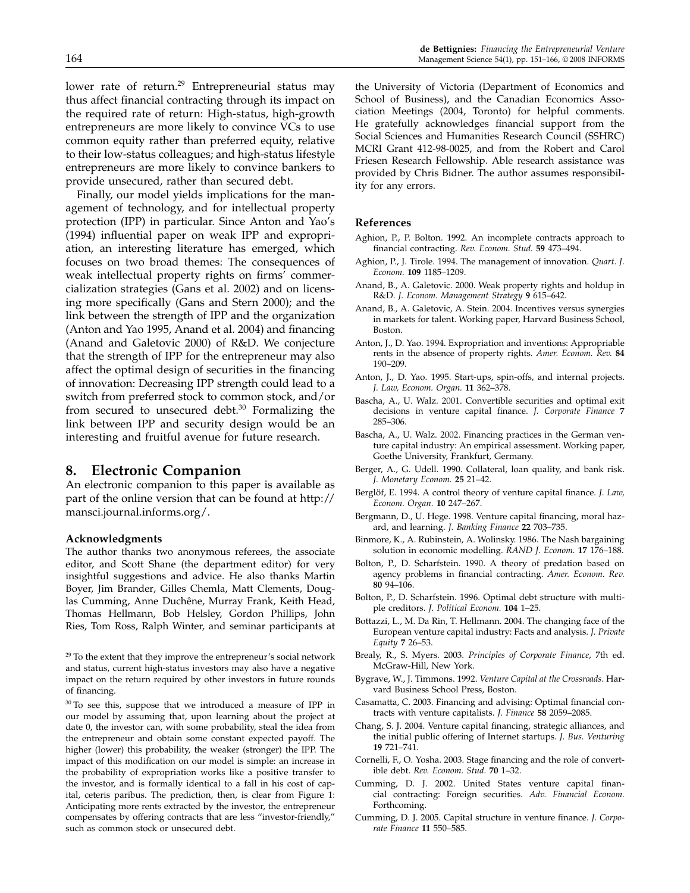lower rate of return.[29] Entrepreneurial status may thus affect financial contracting through its impact on the required rate of return: High-status, high-growth entrepreneurs are more likely to convince VCs to use common equity rather than preferred equity, relative to their low-status colleagues; and high-status lifestyle entrepreneurs are more likely to convince bankers to provide unsecured, rather than secured debt.

Finally, our model yields implications for the management of technology, and for intellectual property protection (IPP) in particular. Since Anton and Yao's (1994) influential paper on weak IPP and expropriation, an interesting literature has emerged, which focuses on two broad themes: The consequences of weak intellectual property rights on firms' commercialization strategies (Gans et al. 2002) and on licensing more specifically (Gans and Stern 2000); and the link between the strength of IPP and the organization (Anton and Yao 1995, Anand et al. 2004) and financing (Anand and Galetovic 2000) of R&D. We conjecture that the strength of IPP for the entrepreneur may also affect the optimal design of securities in the financing of innovation: Decreasing IPP strength could lead to a switch from preferred stock to common stock, and/or from secured to unsecured debt.[30] Formalizing the link between IPP and security design would be an interesting and fruitful avenue for future research.

## 8. Electronic Companion

An electronic companion to this paper is available as part of the online version that can be found at http://mansci.journal.informs.org/.

### Acknowledgments

The author thanks two anonymous referees, the associate editor, and Scott Shane (the department editor) for very insightful suggestions and advice. He also thanks Martin Boyer, Jim Brander, Gilles Chemla, Matt Clements, Douglas Cumming, Anne Duchêne, Murray Frank, Keith Head, Thomas Hellmann, Bob Helsley, Gordon Phillips, John Ries, Tom Ross, Ralph Winter, and seminar participants at the University of Victoria (Department of Economics and School of Business), and the Canadian Economics Association Meetings (2004, Toronto) for helpful comments. He gratefully acknowledges financial support from the Social Sciences and Humanities Research Council (SSHRC) MCRI Grant 412-98-0025, and from the Robert and Carol Friesen Research Fellowship. Able research assistance was provided by Chris Bidner. The author assumes responsibility for any errors.

[29] To the extent that they improve the entrepreneur's social network and status, current high-status investors may also have a negative impact on the return required by other investors in future rounds of financing.

[30] To see this, suppose that we introduced a measure of IPP in our model by assuming that, upon learning about the project at date 0, the investor can, with some probability, steal the idea from the entrepreneur and obtain some constant expected payoff. The higher (lower) this probability, the weaker (stronger) the IPP. The impact of this modification on our model is simple: an increase in the probability of expropriation works like a positive transfer to the investor, and is formally identical to a fall in his cost of capital, ceteris paribus. The prediction, then, is clear from Figure 1: Anticipating more rents extracted by the investor, the entrepreneur compensates by offering contracts that are less "investor-friendly," such as common stock or unsecured debt.

### References

Aghion, P., P. Bolton. 1992. An incomplete contracts approach to financial contracting. *Rev. Econom. Stud.* **59** 473–494.

Aghion, P., J. Tirole. 1994. The management of innovation. *Quart. J. Econom.* **109** 1185–1209.

Anand, B., A. Galetovic. 2000. Weak property rights and holdup in R&D. *J. Econom. Management Strategy* **9** 615–642.

Anand, B., A. Galetovic, A. Stein. 2004. Incentives versus synergies in markets for talent. Working paper, Harvard Business School, Boston.

Anton, J., D. Yao. 1994. Expropriation and inventions: Appropriable rents in the absence of property rights. *Amer. Econom. Rev.* **84** 190–209.

Anton, J., D. Yao. 1995. Start-ups, spin-offs, and internal projects. *J. Law, Econom. Organ.* **11** 362–378.

Bascha, A., U. Walz. 2001. Convertible securities and optimal exit decisions in venture capital finance. *J. Corporate Finance* **7** 285–306.

Bascha, A., U. Walz. 2002. Financing practices in the German venture capital industry: An empirical assessment. Working paper, Goethe University, Frankfurt, Germany.

Berger, A., G. Udell. 1990. Collateral, loan quality, and bank risk. *J. Monetary Econom.* **25** 21–42.

Berglöf, E. 1994. A control theory of venture capital finance. *J. Law, Econom. Organ.* **10** 247–267.

Bergmann, D., U. Hege. 1998. Venture capital financing, moral hazard, and learning. *J. Banking Finance* **22** 703–735.

Binmore, K., A. Rubinstein, A. Wolinsky. 1986. The Nash bargaining solution in economic modelling. *RAND J. Econom.* **17** 176–188.

Bolton, P., D. Scharfstein. 1990. A theory of predation based on agency problems in financial contracting. *Amer. Econom. Rev.* **80** 94–106.

Bolton, P., D. Scharfstein. 1996. Optimal debt structure with multiple creditors. *J. Political Econom.* **104** 1–25.

Bottazzi, L., M. Da Rin, T. Hellmann. 2004. The changing face of the European venture capital industry: Facts and analysis. *J. Private Equity* **7** 26–53.

Brealy, R., S. Myers. 2003. *Principles of Corporate Finance*, 7th ed. McGraw-Hill, New York.

Bygrave, W., J. Timmons. 1992. *Venture Capital at the Crossroads*. Harvard Business School Press, Boston.

Casamatta, C. 2003. Financing and advising: Optimal financial contracts with venture capitalists. *J. Finance* **58** 2059–2085.

Chang, S. J. 2004. Venture capital financing, strategic alliances, and the initial public offering of Internet startups. *J. Bus. Venturing* **19** 721–741.

Cornelli, F., O. Yosha. 2003. Stage financing and the role of convertible debt. *Rev. Econom. Stud.* **70** 1–32.

Cumming, D. J. 2002. United States venture capital financial contracting: Foreign securities. *Adv. Financial Econom.* Forthcoming.

Cumming, D. J. 2005. Capital structure in venture finance. *J. Corporate Finance* **11** 550–585.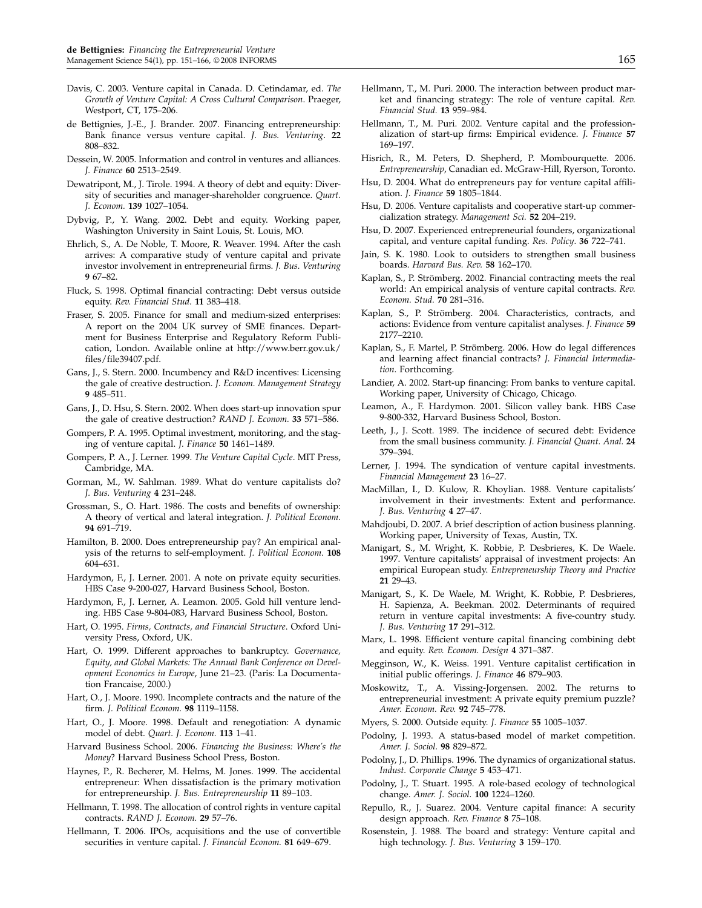Davis, C. 2003. Venture capital in Canada. D. Cetindamar, ed. *The Growth of Venture Capital: A Cross Cultural Comparison*. Praeger, Westport, CT, 175–206.

de Bettignies, J.-E., J. Brander. 2007. Financing entrepreneurship: Bank finance versus venture capital. *J. Bus. Venturing*. **22** 808–832.

Dessein, W. 2005. Information and control in ventures and alliances. *J. Finance* **60** 2513–2549.

Dewatripont, M., J. Tirole. 1994. A theory of debt and equity: Diversity of securities and manager-shareholder congruence. *Quart. J. Econom.* **139** 1027–1054.

Dybvig, P., Y. Wang. 2002. Debt and equity. Working paper, Washington University in Saint Louis, St. Louis, MO.

Ehrlich, S., A. De Noble, T. Moore, R. Weaver. 1994. After the cash arrives: A comparative study of venture capital and private investor involvement in entrepreneurial firms. *J. Bus. Venturing* **9** 67–82.

Fluck, S. 1998. Optimal financial contracting: Debt versus outside equity. *Rev. Financial Stud.* **11** 383–418.

Fraser, S. 2005. Finance for small and medium-sized enterprises: A report on the 2004 UK survey of SME finances. Department for Business Enterprise and Regulatory Reform Publication, London. Available online at http://www.berr.gov.uk/files/file39407.pdf.

Gans, J., S. Stern. 2000. Incumbency and R&D incentives: Licensing the gale of creative destruction. *J. Econom. Management Strategy* **9** 485–511.

Gans, J., D. Hsu, S. Stern. 2002. When does start-up innovation spur the gale of creative destruction? *RAND J. Econom.* **33** 571–586.

Gompers, P. A. 1995. Optimal investment, monitoring, and the staging of venture capital. *J. Finance* **50** 1461–1489.

Gompers, P. A., J. Lerner. 1999. *The Venture Capital Cycle*. MIT Press, Cambridge, MA.

Gorman, M., W. Sahlman. 1989. What do venture capitalists do? *J. Bus. Venturing* **4** 231–248.

Grossman, S., O. Hart. 1986. The costs and benefits of ownership: A theory of vertical and lateral integration. *J. Political Econom.* **94** 691–719.

Hamilton, B. 2000. Does entrepreneurship pay? An empirical analysis of the returns to self-employment. *J. Political Econom.* **108** 604–631.

Hardymon, F., J. Lerner. 2001. A note on private equity securities. HBS Case 9-200-027, Harvard Business School, Boston.

Hardymon, F., J. Lerner, A. Leamon. 2005. Gold hill venture lending. HBS Case 9-804-083, Harvard Business School, Boston.

Hart, O. 1995. *Firms, Contracts, and Financial Structure*. Oxford University Press, Oxford, UK.

Hart, O. 1999. Different approaches to bankruptcy. *Governance, Equity, and Global Markets: The Annual Bank Conference on Development Economics in Europe*, June 21–23. (Paris: La Documentation Francaise, 2000.)

Hart, O., J. Moore. 1990. Incomplete contracts and the nature of the firm. *J. Political Econom.* **98** 1119–1158.

Hart, O., J. Moore. 1998. Default and renegotiation: A dynamic model of debt. *Quart. J. Econom.* **113** 1–41.

Harvard Business School. 2006. *Financing the Business: Where's the Money*? Harvard Business School Press, Boston.

Haynes, P., R. Becherer, M. Helms, M. Jones. 1999. The accidental entrepreneur: When dissatisfaction is the primary motivation for entrepreneurship. *J. Bus. Entrepreneurship* **11** 89–103.

Hellmann, T. 1998. The allocation of control rights in venture capital contracts. *RAND J. Econom.* **29** 57–76.

Hellmann, T. 2006. IPOs, acquisitions and the use of convertible securities in venture capital. *J. Financial Econom.* **81** 649–679.

Hellmann, T., M. Puri. 2000. The interaction between product market and financing strategy: The role of venture capital. *Rev. Financial Stud.* **13** 959–984.

Hellmann, T., M. Puri. 2002. Venture capital and the professionalization of start-up firms: Empirical evidence. *J. Finance* **57** 169–197.

Hisrich, R., M. Peters, D. Shepherd, P. Mombourquette. 2006. *Entrepreneurship*, Canadian ed. McGraw-Hill, Ryerson, Toronto.

Hsu, D. 2004. What do entrepreneurs pay for venture capital affiliation. *J. Finance* **59** 1805–1844.

Hsu, D. 2006. Venture capitalists and cooperative start-up commercialization strategy. *Management Sci.* **52** 204–219.

Hsu, D. 2007. Experienced entrepreneurial founders, organizational capital, and venture capital funding. *Res. Policy*. **36** 722–741.

Jain, S. K. 1980. Look to outsiders to strengthen small business boards. *Harvard Bus. Rev.* **58** 162–170.

Kaplan, S., P. Strömberg. 2002. Financial contracting meets the real world: An empirical analysis of venture capital contracts. *Rev. Econom. Stud.* **70** 281–316.

Kaplan, S., P. Strömberg. 2004. Characteristics, contracts, and actions: Evidence from venture capitalist analyses. *J. Finance* **59** 2177–2210.

Kaplan, S., F. Martel, P. Strömberg. 2006. How do legal differences and learning affect financial contracts? *J. Financial Intermediation*. Forthcoming.

Landier, A. 2002. Start-up financing: From banks to venture capital. Working paper, University of Chicago, Chicago.

Leamon, A., F. Hardymon. 2001. Silicon valley bank. HBS Case 9-800-332, Harvard Business School, Boston.

Leeth, J., J. Scott. 1989. The incidence of secured debt: Evidence from the small business community. *J. Financial Quant. Anal.* **24** 379–394.

Lerner, J. 1994. The syndication of venture capital investments. *Financial Management* **23** 16–27.

MacMillan, I., D. Kulow, R. Khoylian. 1988. Venture capitalists' involvement in their investments: Extent and performance. *J. Bus. Venturing* **4** 27–47.

Mahdjoubi, D. 2007. A brief description of action business planning. Working paper, University of Texas, Austin, TX.

Manigart, S., M. Wright, K. Robbie, P. Desbrieres, K. De Waele. 1997. Venture capitalists' appraisal of investment projects: An empirical European study. *Entrepreneurship Theory and Practice* **21** 29–43.

Manigart, S., K. De Waele, M. Wright, K. Robbie, P. Desbrieres, H. Sapienza, A. Beekman. 2002. Determinants of required return in venture capital investments: A five-country study. *J. Bus. Venturing* **17** 291–312.

Marx, L. 1998. Efficient venture capital financing combining debt and equity. *Rev. Econom. Design* **4** 371–387.

Megginson, W., K. Weiss. 1991. Venture capitalist certification in initial public offerings. *J. Finance* **46** 879–903.

Moskowitz, T., A. Vissing-Jorgensen. 2002. The returns to entrepreneurial investment: A private equity premium puzzle? *Amer. Econom. Rev.* **92** 745–778.

Myers, S. 2000. Outside equity. *J. Finance* **55** 1005–1037.

Podolny, J. 1993. A status-based model of market competition. *Amer. J. Sociol.* **98** 829–872.

Podolny, J., D. Phillips. 1996. The dynamics of organizational status. *Indust. Corporate Change* **5** 453–471.

Podolny, J., T. Stuart. 1995. A role-based ecology of technological change. *Amer. J. Sociol.* **100** 1224–1260.

Repullo, R., J. Suarez. 2004. Venture capital finance: A security design approach. *Rev. Finance* **8** 75–108.

Rosenstein, J. 1988. The board and strategy: Venture capital and high technology. *J. Bus. Venturing* **3** 159–170.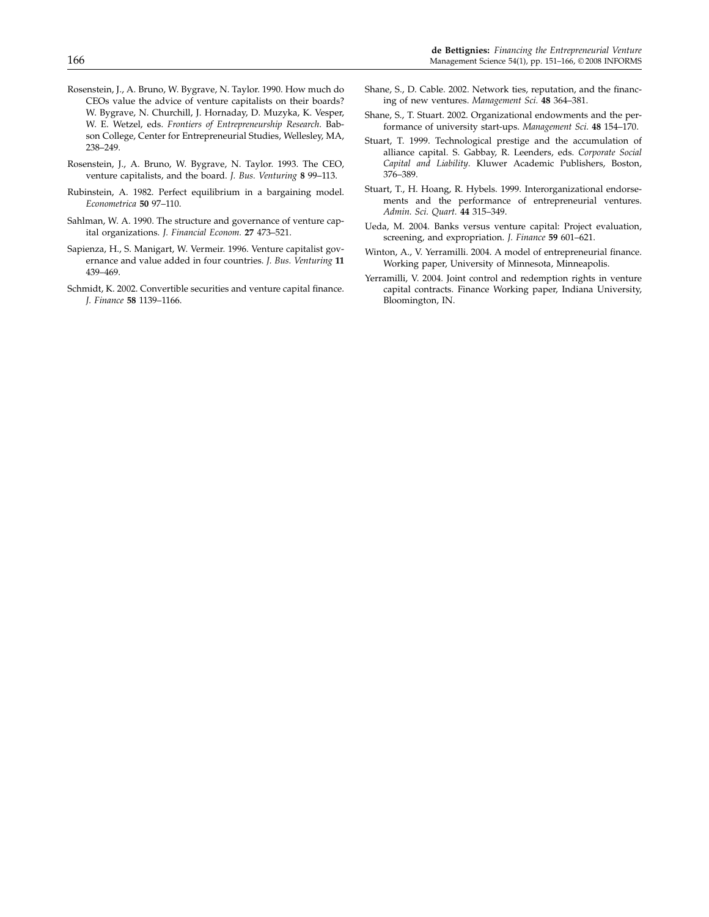Rosenstein, J., A. Bruno, W. Bygrave, N. Taylor. 1990. How much do CEOs value the advice of venture capitalists on their boards? W. Bygrave, N. Churchill, J. Hornaday, D. Muzyka, K. Vesper, W. E. Wetzel, eds. *Frontiers of Entrepreneurship Research*. Babson College, Center for Entrepreneurial Studies, Wellesley, MA, 238–249.

Rosenstein, J., A. Bruno, W. Bygrave, N. Taylor. 1993. The CEO, venture capitalists, and the board. *J. Bus. Venturing* **8** 99–113.

Rubinstein, A. 1982. Perfect equilibrium in a bargaining model. *Econometrica* **50** 97–110.

Sahlman, W. A. 1990. The structure and governance of venture capital organizations. *J. Financial Econom.* **27** 473–521.

Sapienza, H., S. Manigart, W. Vermeir. 1996. Venture capitalist governance and value added in four countries. *J. Bus. Venturing* **11** 439–469.

Schmidt, K. 2002. Convertible securities and venture capital finance. *J. Finance* **58** 1139–1166.

Shane, S., D. Cable. 2002. Network ties, reputation, and the financing of new ventures. *Management Sci.* **48** 364–381.

Shane, S., T. Stuart. 2002. Organizational endowments and the performance of university start-ups. *Management Sci.* **48** 154–170.

Stuart, T. 1999. Technological prestige and the accumulation of alliance capital. S. Gabbay, R. Leenders, eds. *Corporate Social Capital and Liability*. Kluwer Academic Publishers, Boston, 376–389.

Stuart, T., H. Hoang, R. Hybels. 1999. Interorganizational endorsements and the performance of entrepreneurial ventures. *Admin. Sci. Quart.* **44** 315–349.

Ueda, M. 2004. Banks versus venture capital: Project evaluation, screening, and expropriation. *J. Finance* **59** 601–621.

Winton, A., V. Yerramilli. 2004. A model of entrepreneurial finance. Working paper, University of Minnesota, Minneapolis.

Yerramilli, V. 2004. Joint control and redemption rights in venture capital contracts. Finance Working paper, Indiana University, Bloomington, IN.